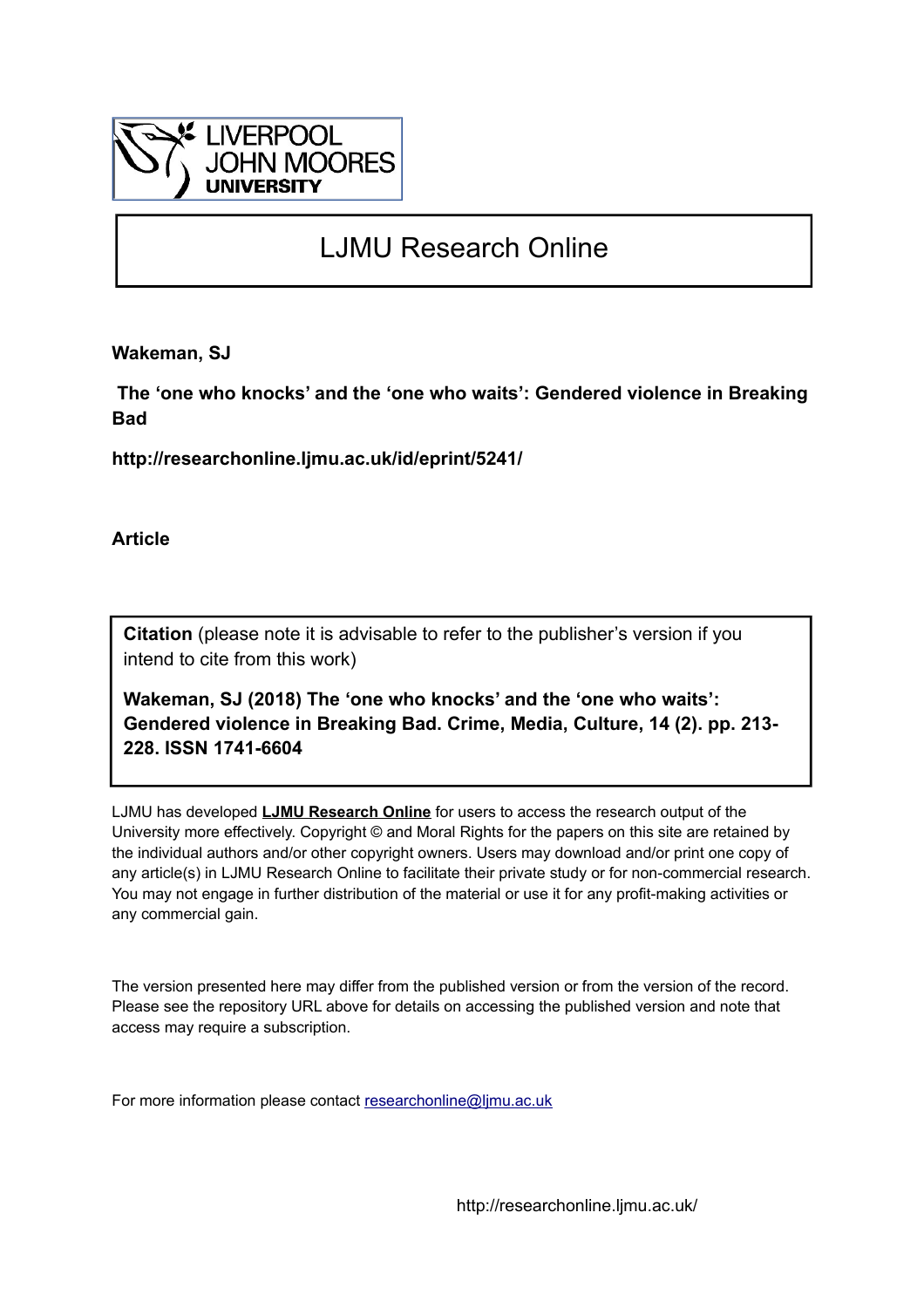LJMU Research Online

**Wakeman, SJ**

**The 'one who knocks' and the 'one who waits': Gendered violence in Breaking Bad**

**http://researchonline.ljmu.ac.uk/id/eprint/5241/**

**Article**

**Citation** (please note it is advisable to refer to the publisher's version if you intend to cite from this work)

**Wakeman, SJ (2018) The 'one who knocks' and the 'one who waits': Gendered violence in Breaking Bad. Crime, Media, Culture, 14 (2). pp. 213-228. ISSN 1741-6604**

LJMU has developed **LJMU Research Online** for users to access the research output of the University more effectively. Copyright © and Moral Rights for the papers on this site are retained by the individual authors and/or other copyright owners. Users may download and/or print one copy of any article(s) in LJMU Research Online to facilitate their private study or for non-commercial research. You may not engage in further distribution of the material or use it for any profit-making activities or any commercial gain.

The version presented here may differ from the published version or from the version of the record. Please see the repository URL above for details on accessing the published version and note that access may require a subscription.

For more information please contact researchonline@ljmu.ac.uk

http://researchonline.ljmu.ac.uk/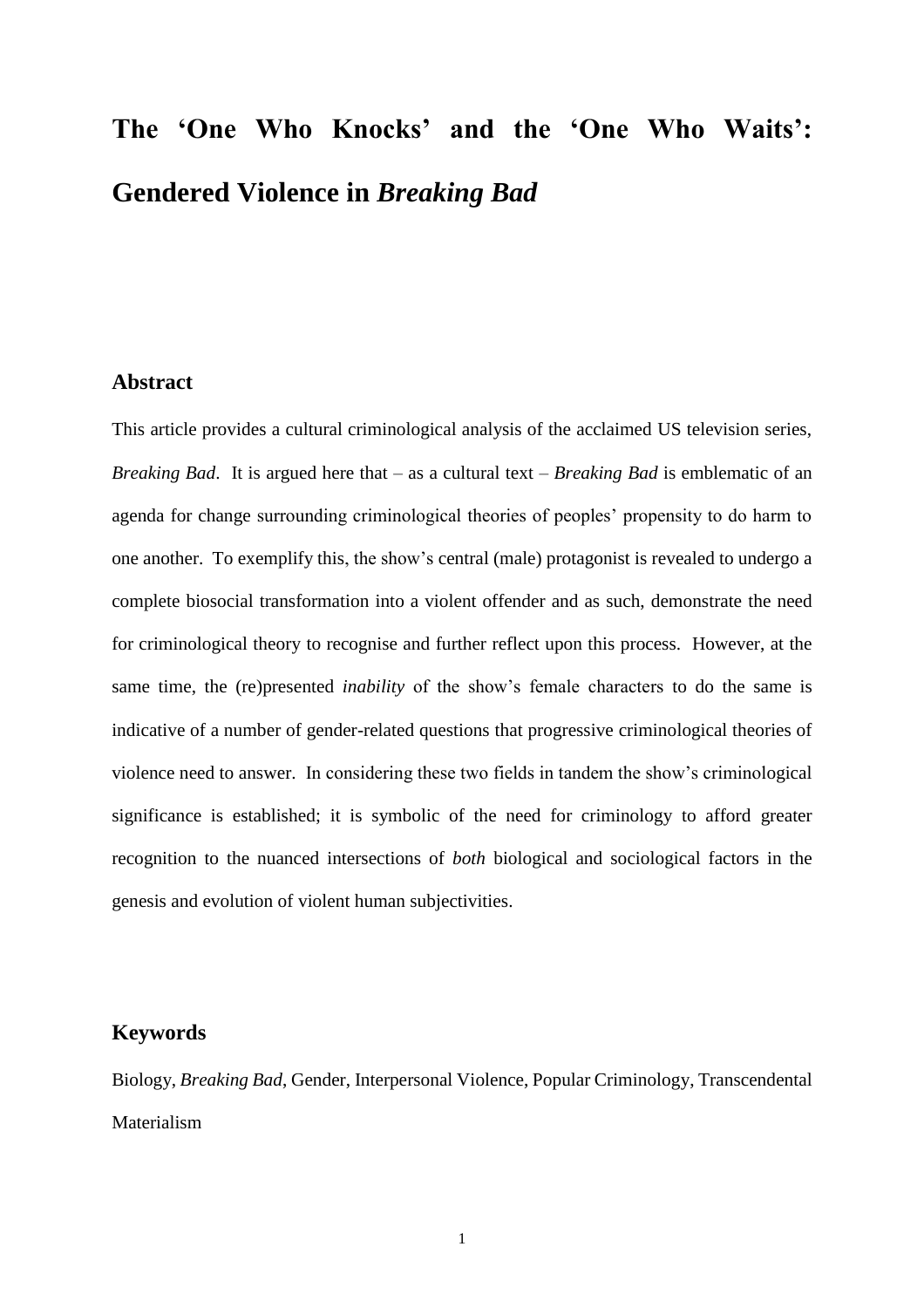# The 'One Who Knocks' and the 'One Who Waits': Gendered Violence in *Breaking Bad*

## Abstract

This article provides a cultural criminological analysis of the acclaimed US television series, *Breaking Bad*. It is argued here that – as a cultural text – *Breaking Bad* is emblematic of an agenda for change surrounding criminological theories of peoples' propensity to do harm to one another. To exemplify this, the show's central (male) protagonist is revealed to undergo a complete biosocial transformation into a violent offender and as such, demonstrate the need for criminological theory to recognise and further reflect upon this process. However, at the same time, the (re)presented *inability* of the show's female characters to do the same is indicative of a number of gender-related questions that progressive criminological theories of violence need to answer. In considering these two fields in tandem the show's criminological significance is established; it is symbolic of the need for criminology to afford greater recognition to the nuanced intersections of *both* biological and sociological factors in the genesis and evolution of violent human subjectivities.

## Keywords

Biology, *Breaking Bad*, Gender, Interpersonal Violence, Popular Criminology, Transcendental Materialism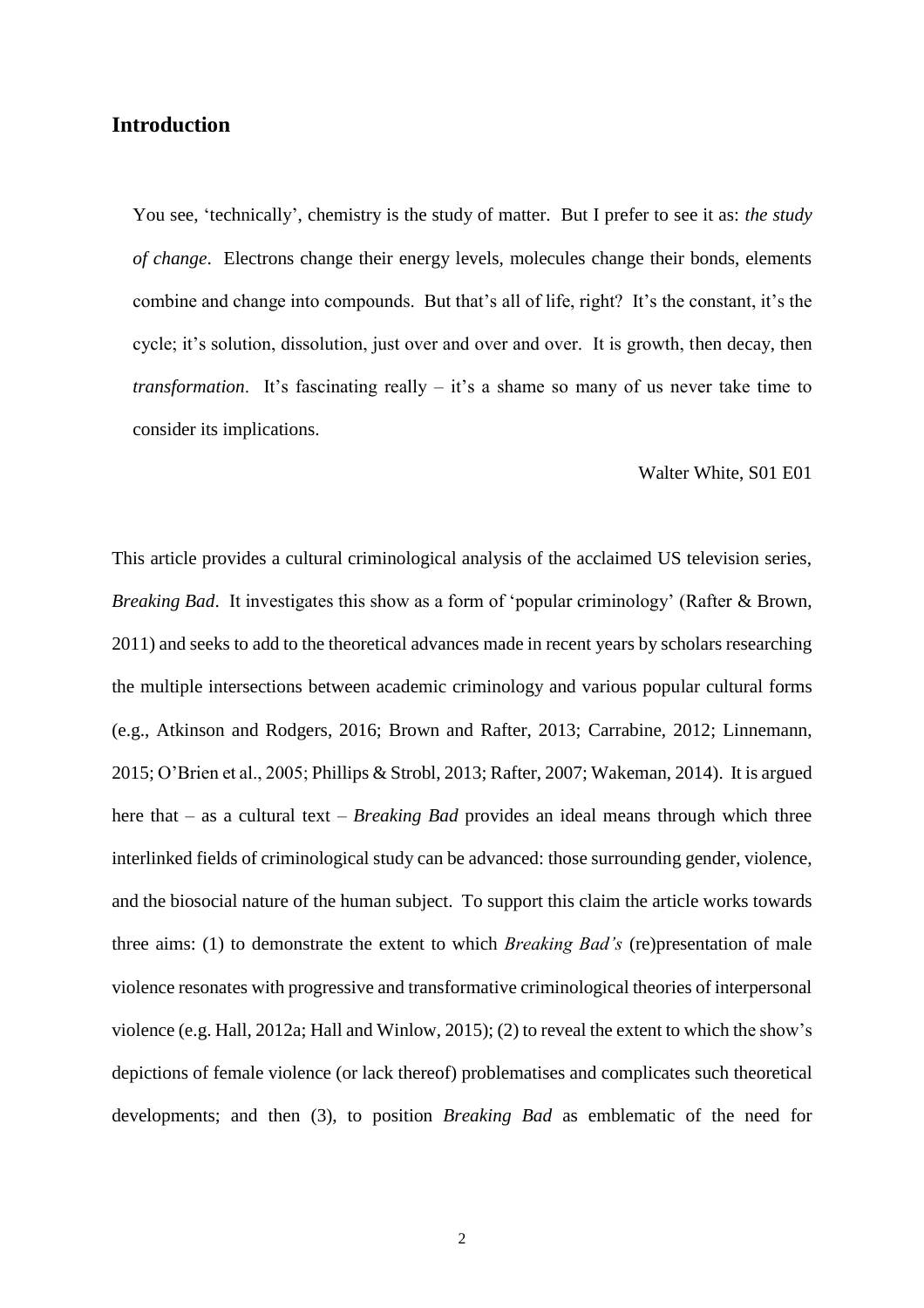## Introduction

> You see, 'technically', chemistry is the study of matter. But I prefer to see it as: *the study of change*. Electrons change their energy levels, molecules change their bonds, elements combine and change into compounds. But that's all of life, right? It's the constant, it's the cycle; it's solution, dissolution, just over and over and over. It is growth, then decay, then *transformation*. It's fascinating really – it's a shame so many of us never take time to consider its implications.
>
> Walter White, S01 E01

This article provides a cultural criminological analysis of the acclaimed US television series, *Breaking Bad*. It investigates this show as a form of 'popular criminology' (Rafter & Brown, 2011) and seeks to add to the theoretical advances made in recent years by scholars researching the multiple intersections between academic criminology and various popular cultural forms (e.g., Atkinson and Rodgers, 2016; Brown and Rafter, 2013; Carrabine, 2012; Linnemann, 2015; O'Brien et al., 2005; Phillips & Strobl, 2013; Rafter, 2007; Wakeman, 2014). It is argued here that – as a cultural text – *Breaking Bad* provides an ideal means through which three interlinked fields of criminological study can be advanced: those surrounding gender, violence, and the biosocial nature of the human subject. To support this claim the article works towards three aims: (1) to demonstrate the extent to which *Breaking Bad's* (re)presentation of male violence resonates with progressive and transformative criminological theories of interpersonal violence (e.g. Hall, 2012a; Hall and Winlow, 2015); (2) to reveal the extent to which the show's depictions of female violence (or lack thereof) problematises and complicates such theoretical developments; and then (3), to position *Breaking Bad* as emblematic of the need for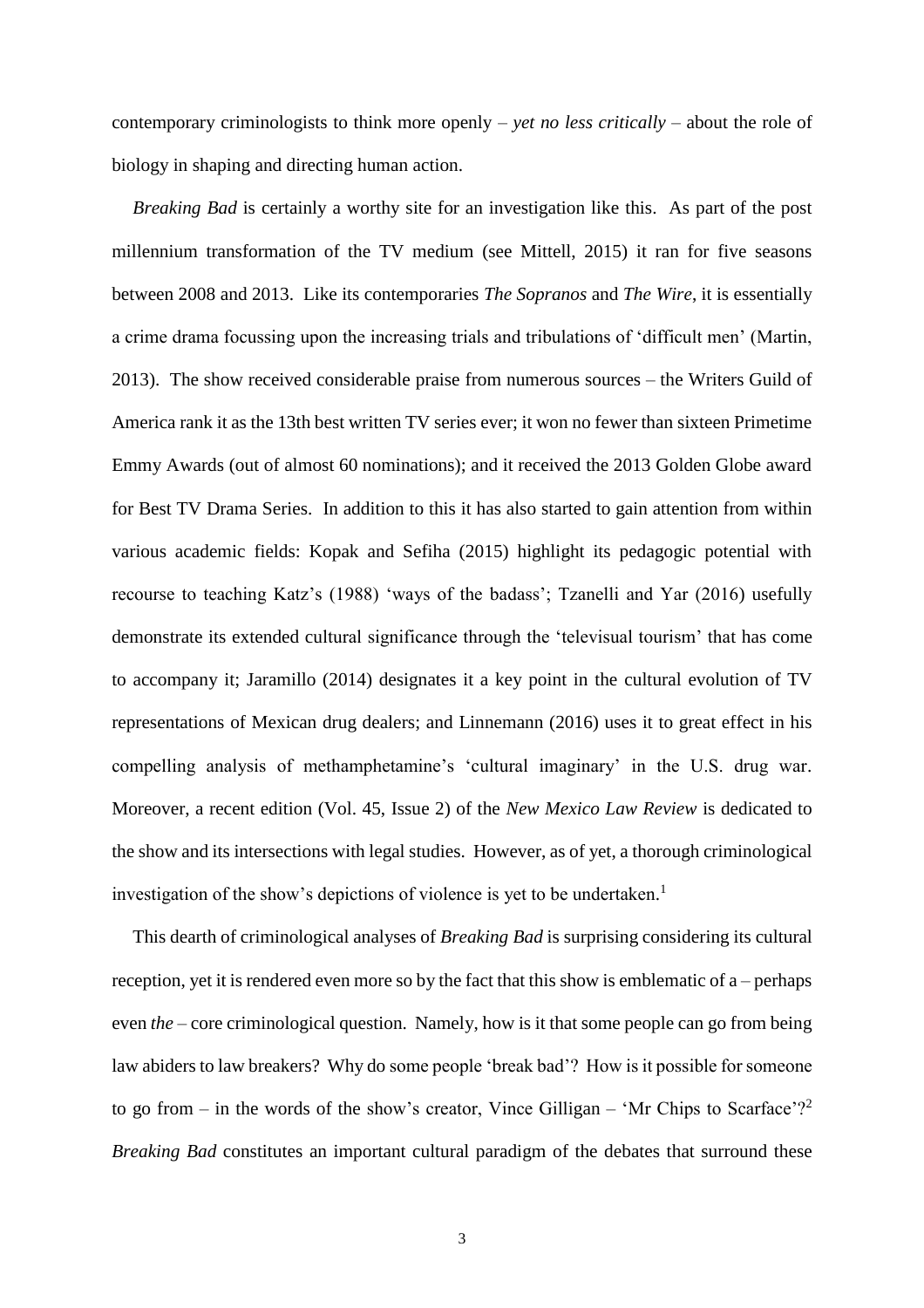contemporary criminologists to think more openly – *yet no less critically* – about the role of biology in shaping and directing human action.

*Breaking Bad* is certainly a worthy site for an investigation like this. As part of the post millennium transformation of the TV medium (see Mittell, 2015) it ran for five seasons between 2008 and 2013. Like its contemporaries *The Sopranos* and *The Wire*, it is essentially a crime drama focussing upon the increasing trials and tribulations of 'difficult men' (Martin, 2013). The show received considerable praise from numerous sources – the Writers Guild of America rank it as the 13th best written TV series ever; it won no fewer than sixteen Primetime Emmy Awards (out of almost 60 nominations); and it received the 2013 Golden Globe award for Best TV Drama Series. In addition to this it has also started to gain attention from within various academic fields: Kopak and Sefiha (2015) highlight its pedagogic potential with recourse to teaching Katz's (1988) 'ways of the badass'; Tzanelli and Yar (2016) usefully demonstrate its extended cultural significance through the 'televisual tourism' that has come to accompany it; Jaramillo (2014) designates it a key point in the cultural evolution of TV representations of Mexican drug dealers; and Linnemann (2016) uses it to great effect in his compelling analysis of methamphetamine's 'cultural imaginary' in the U.S. drug war. Moreover, a recent edition (Vol. 45, Issue 2) of the *New Mexico Law Review* is dedicated to the show and its intersections with legal studies. However, as of yet, a thorough criminological investigation of the show's depictions of violence is yet to be undertaken.[1]

This dearth of criminological analyses of *Breaking Bad* is surprising considering its cultural reception, yet it is rendered even more so by the fact that this show is emblematic of a – perhaps even *the* – core criminological question. Namely, how is it that some people can go from being law abiders to law breakers? Why do some people 'break bad'? How is it possible for someone to go from – in the words of the show's creator, Vince Gilligan – 'Mr Chips to Scarface'?[2] *Breaking Bad* constitutes an important cultural paradigm of the debates that surround these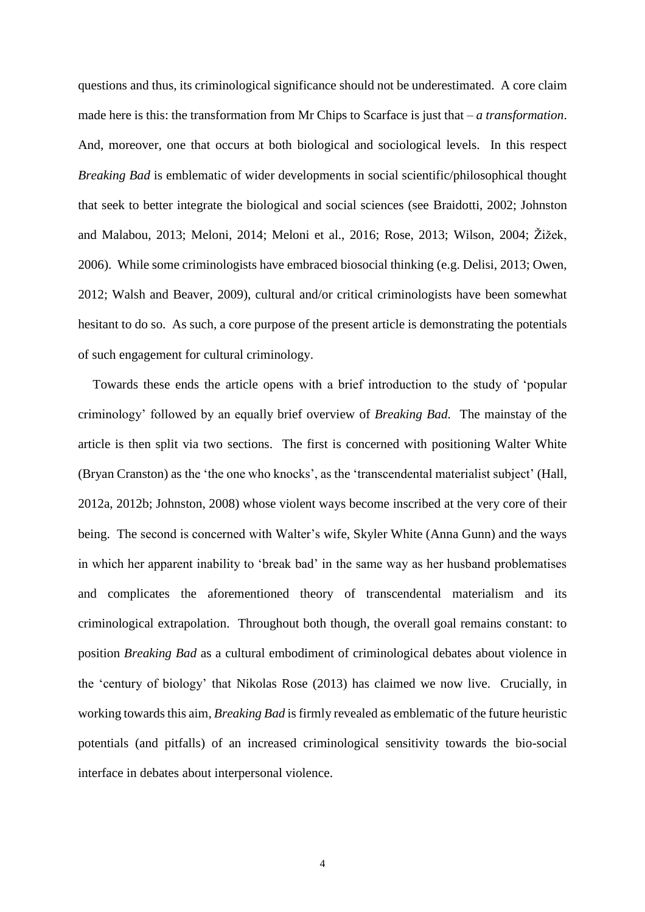questions and thus, its criminological significance should not be underestimated. A core claim made here is this: the transformation from Mr Chips to Scarface is just that – *a transformation*. And, moreover, one that occurs at both biological and sociological levels. In this respect *Breaking Bad* is emblematic of wider developments in social scientific/philosophical thought that seek to better integrate the biological and social sciences (see Braidotti, 2002; Johnston and Malabou, 2013; Meloni, 2014; Meloni et al., 2016; Rose, 2013; Wilson, 2004; Žižek, 2006). While some criminologists have embraced biosocial thinking (e.g. Delisi, 2013; Owen, 2012; Walsh and Beaver, 2009), cultural and/or critical criminologists have been somewhat hesitant to do so. As such, a core purpose of the present article is demonstrating the potentials of such engagement for cultural criminology.

Towards these ends the article opens with a brief introduction to the study of 'popular criminology' followed by an equally brief overview of *Breaking Bad*. The mainstay of the article is then split via two sections. The first is concerned with positioning Walter White (Bryan Cranston) as the 'the one who knocks', as the 'transcendental materialist subject' (Hall, 2012a, 2012b; Johnston, 2008) whose violent ways become inscribed at the very core of their being. The second is concerned with Walter's wife, Skyler White (Anna Gunn) and the ways in which her apparent inability to 'break bad' in the same way as her husband problematises and complicates the aforementioned theory of transcendental materialism and its criminological extrapolation. Throughout both though, the overall goal remains constant: to position *Breaking Bad* as a cultural embodiment of criminological debates about violence in the 'century of biology' that Nikolas Rose (2013) has claimed we now live. Crucially, in working towards this aim, *Breaking Bad* is firmly revealed as emblematic of the future heuristic potentials (and pitfalls) of an increased criminological sensitivity towards the bio-social interface in debates about interpersonal violence.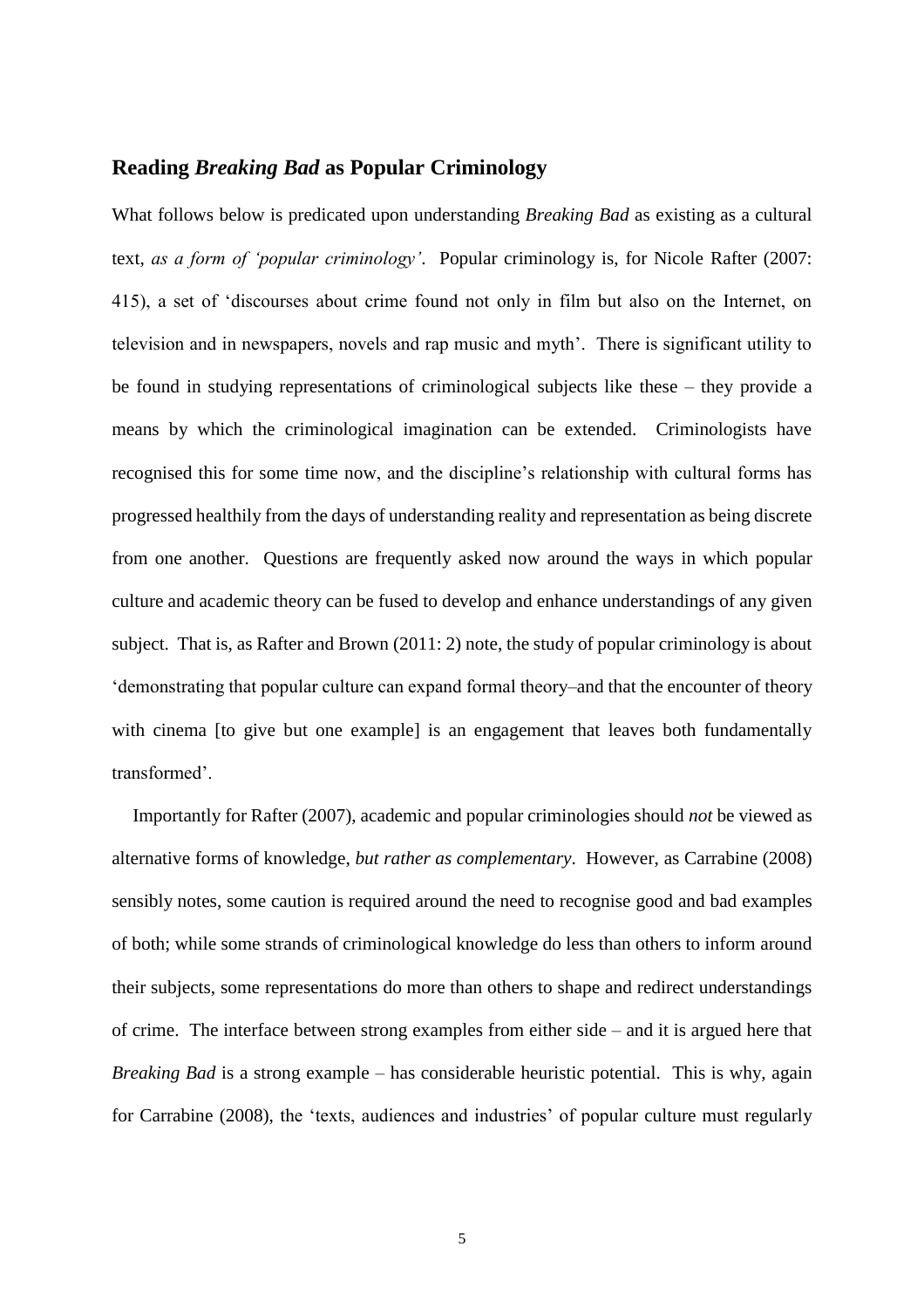## Reading *Breaking Bad* as Popular Criminology

What follows below is predicated upon understanding *Breaking Bad* as existing as a cultural text, *as a form of 'popular criminology'*. Popular criminology is, for Nicole Rafter (2007: 415), a set of 'discourses about crime found not only in film but also on the Internet, on television and in newspapers, novels and rap music and myth'. There is significant utility to be found in studying representations of criminological subjects like these – they provide a means by which the criminological imagination can be extended. Criminologists have recognised this for some time now, and the discipline's relationship with cultural forms has progressed healthily from the days of understanding reality and representation as being discrete from one another. Questions are frequently asked now around the ways in which popular culture and academic theory can be fused to develop and enhance understandings of any given subject. That is, as Rafter and Brown (2011: 2) note, the study of popular criminology is about 'demonstrating that popular culture can expand formal theory–and that the encounter of theory with cinema [to give but one example] is an engagement that leaves both fundamentally transformed'.

Importantly for Rafter (2007), academic and popular criminologies should *not* be viewed as alternative forms of knowledge, *but rather as complementary*. However, as Carrabine (2008) sensibly notes, some caution is required around the need to recognise good and bad examples of both; while some strands of criminological knowledge do less than others to inform around their subjects, some representations do more than others to shape and redirect understandings of crime. The interface between strong examples from either side – and it is argued here that *Breaking Bad* is a strong example – has considerable heuristic potential. This is why, again for Carrabine (2008), the 'texts, audiences and industries' of popular culture must regularly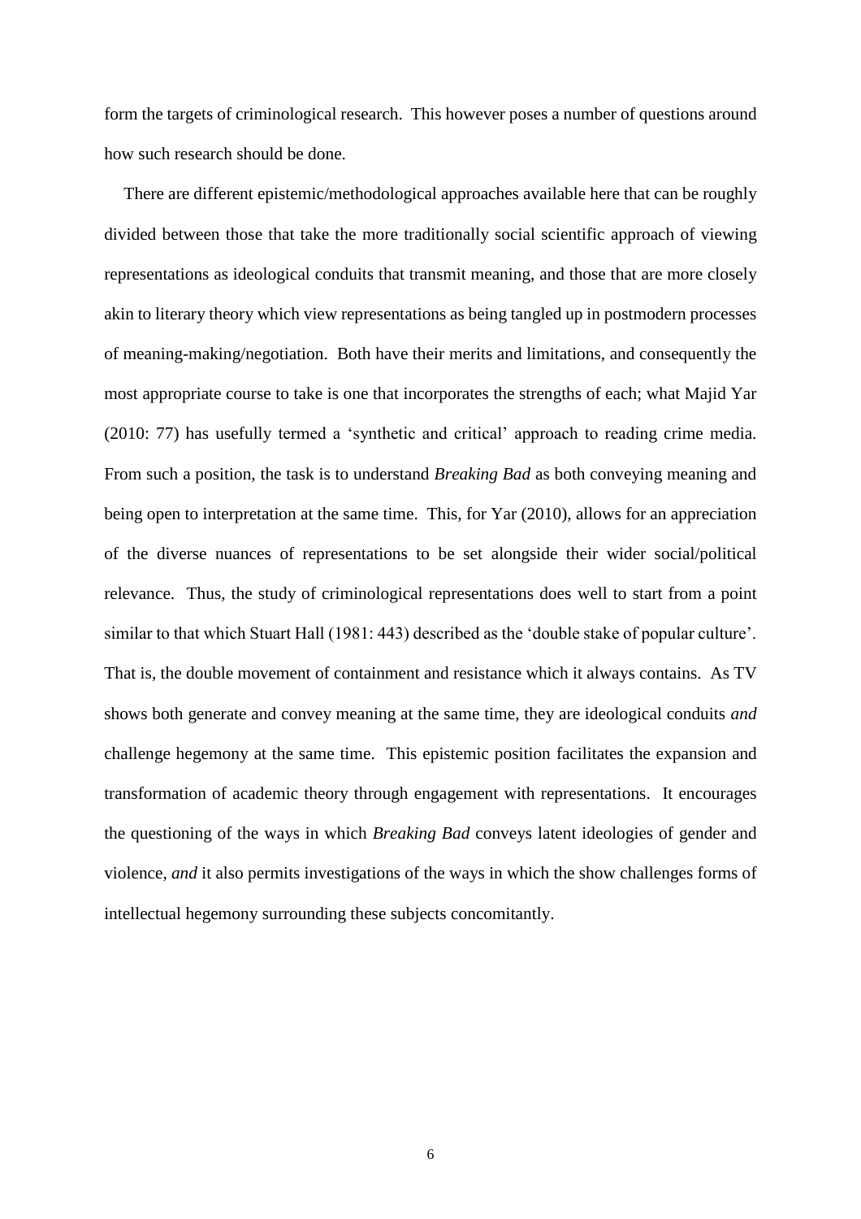form the targets of criminological research. This however poses a number of questions around how such research should be done.

There are different epistemic/methodological approaches available here that can be roughly divided between those that take the more traditionally social scientific approach of viewing representations as ideological conduits that transmit meaning, and those that are more closely akin to literary theory which view representations as being tangled up in postmodern processes of meaning-making/negotiation. Both have their merits and limitations, and consequently the most appropriate course to take is one that incorporates the strengths of each; what Majid Yar (2010: 77) has usefully termed a 'synthetic and critical' approach to reading crime media. From such a position, the task is to understand *Breaking Bad* as both conveying meaning and being open to interpretation at the same time. This, for Yar (2010), allows for an appreciation of the diverse nuances of representations to be set alongside their wider social/political relevance. Thus, the study of criminological representations does well to start from a point similar to that which Stuart Hall (1981: 443) described as the 'double stake of popular culture'. That is, the double movement of containment and resistance which it always contains. As TV shows both generate and convey meaning at the same time, they are ideological conduits *and* challenge hegemony at the same time. This epistemic position facilitates the expansion and transformation of academic theory through engagement with representations. It encourages the questioning of the ways in which *Breaking Bad* conveys latent ideologies of gender and violence, *and* it also permits investigations of the ways in which the show challenges forms of intellectual hegemony surrounding these subjects concomitantly.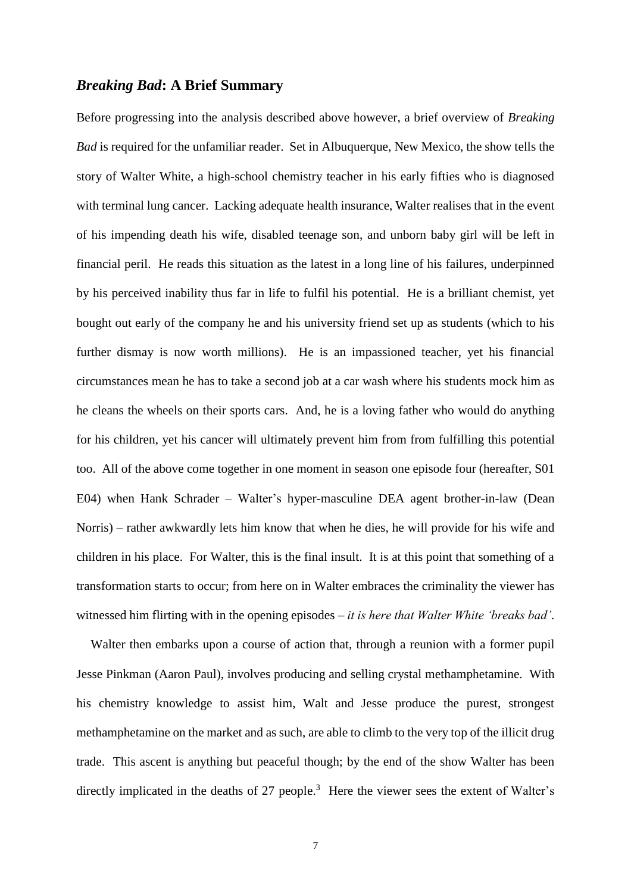## *Breaking Bad*: A Brief Summary

Before progressing into the analysis described above however, a brief overview of *Breaking Bad* is required for the unfamiliar reader. Set in Albuquerque, New Mexico, the show tells the story of Walter White, a high-school chemistry teacher in his early fifties who is diagnosed with terminal lung cancer. Lacking adequate health insurance, Walter realises that in the event of his impending death his wife, disabled teenage son, and unborn baby girl will be left in financial peril. He reads this situation as the latest in a long line of his failures, underpinned by his perceived inability thus far in life to fulfil his potential. He is a brilliant chemist, yet bought out early of the company he and his university friend set up as students (which to his further dismay is now worth millions). He is an impassioned teacher, yet his financial circumstances mean he has to take a second job at a car wash where his students mock him as he cleans the wheels on their sports cars. And, he is a loving father who would do anything for his children, yet his cancer will ultimately prevent him from from fulfilling this potential too. All of the above come together in one moment in season one episode four (hereafter, S01 E04) when Hank Schrader – Walter's hyper-masculine DEA agent brother-in-law (Dean Norris) – rather awkwardly lets him know that when he dies, he will provide for his wife and children in his place. For Walter, this is the final insult. It is at this point that something of a transformation starts to occur; from here on in Walter embraces the criminality the viewer has witnessed him flirting with in the opening episodes – *it is here that Walter White 'breaks bad'*.

Walter then embarks upon a course of action that, through a reunion with a former pupil Jesse Pinkman (Aaron Paul), involves producing and selling crystal methamphetamine. With his chemistry knowledge to assist him, Walt and Jesse produce the purest, strongest methamphetamine on the market and as such, are able to climb to the very top of the illicit drug trade. This ascent is anything but peaceful though; by the end of the show Walter has been directly implicated in the deaths of 27 people.[3] Here the viewer sees the extent of Walter's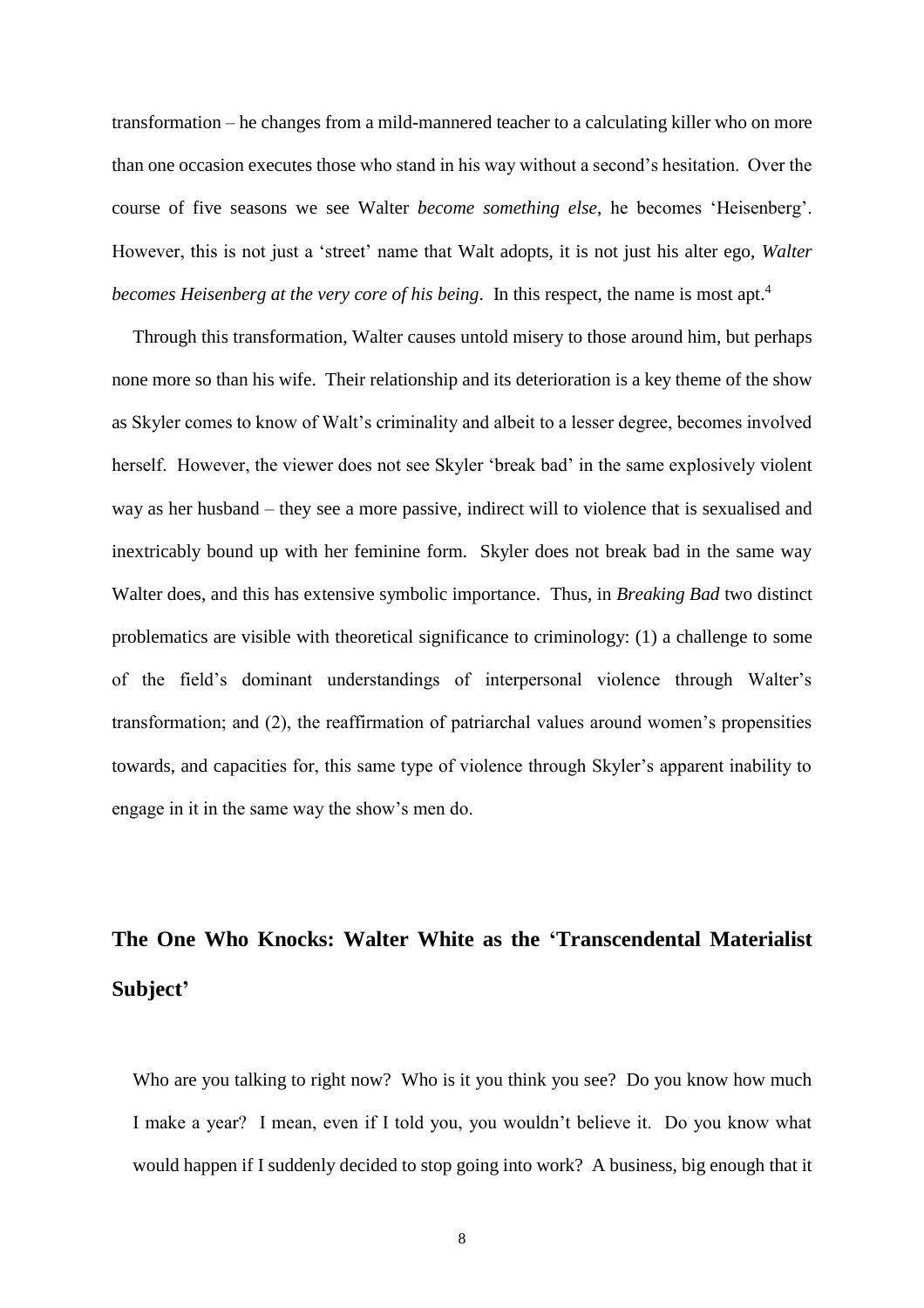transformation – he changes from a mild-mannered teacher to a calculating killer who on more than one occasion executes those who stand in his way without a second's hesitation. Over the course of five seasons we see Walter *become something else*, he becomes 'Heisenberg'. However, this is not just a 'street' name that Walt adopts, it is not just his alter ego, *Walter becomes Heisenberg at the very core of his being*. In this respect, the name is most apt.[4]

Through this transformation, Walter causes untold misery to those around him, but perhaps none more so than his wife. Their relationship and its deterioration is a key theme of the show as Skyler comes to know of Walt's criminality and albeit to a lesser degree, becomes involved herself. However, the viewer does not see Skyler 'break bad' in the same explosively violent way as her husband – they see a more passive, indirect will to violence that is sexualised and inextricably bound up with her feminine form. Skyler does not break bad in the same way Walter does, and this has extensive symbolic importance. Thus, in *Breaking Bad* two distinct problematics are visible with theoretical significance to criminology: (1) a challenge to some of the field's dominant understandings of interpersonal violence through Walter's transformation; and (2), the reaffirmation of patriarchal values around women's propensities towards, and capacities for, this same type of violence through Skyler's apparent inability to engage in it in the same way the show's men do.

## The One Who Knocks: Walter White as the 'Transcendental Materialist Subject'

Who are you talking to right now? Who is it you think you see? Do you know how much I make a year? I mean, even if I told you, you wouldn't believe it. Do you know what would happen if I suddenly decided to stop going into work? A business, big enough that it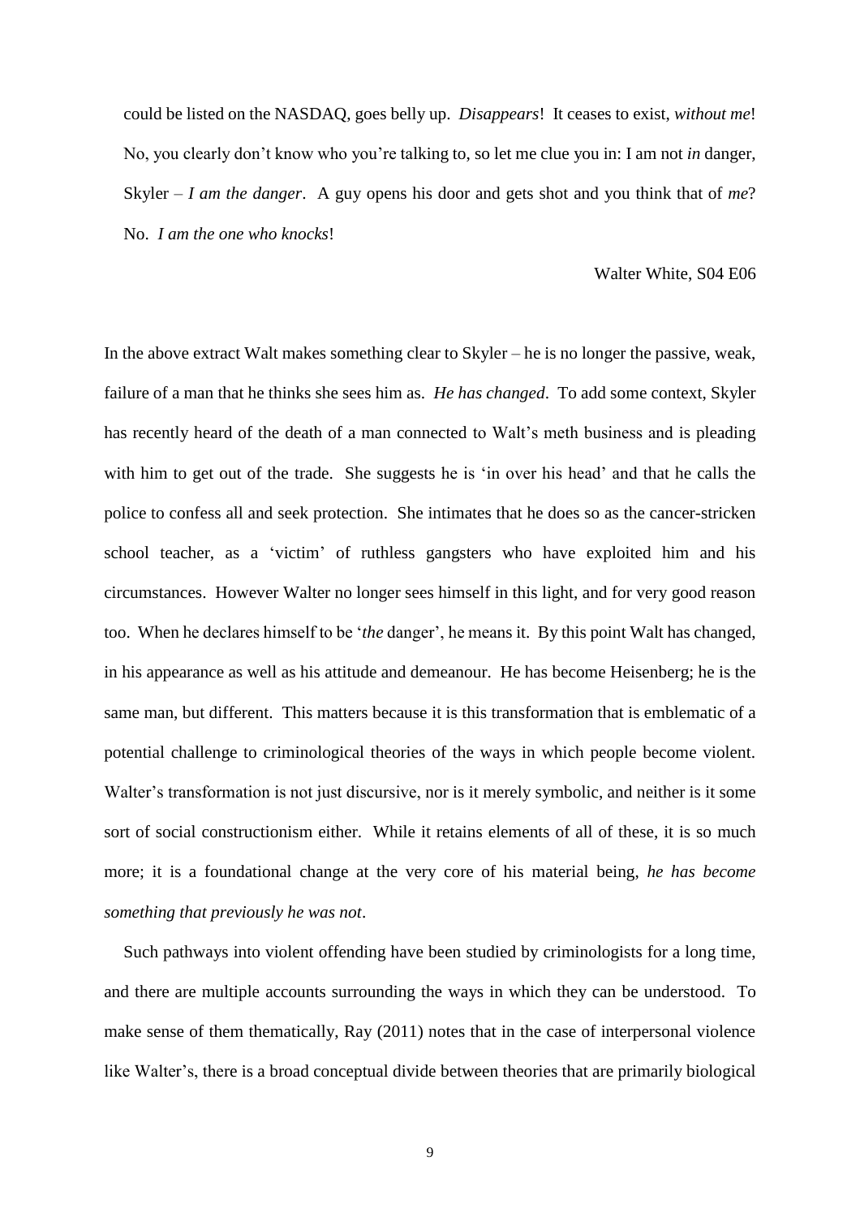could be listed on the NASDAQ, goes belly up. *Disappears*! It ceases to exist, *without me*! No, you clearly don't know who you're talking to, so let me clue you in: I am not *in* danger, Skyler – *I am the danger*. A guy opens his door and gets shot and you think that of *me*? No. *I am the one who knocks*!

Walter White, S04 E06

In the above extract Walt makes something clear to Skyler – he is no longer the passive, weak, failure of a man that he thinks she sees him as. *He has changed*. To add some context, Skyler has recently heard of the death of a man connected to Walt's meth business and is pleading with him to get out of the trade. She suggests he is 'in over his head' and that he calls the police to confess all and seek protection. She intimates that he does so as the cancer-stricken school teacher, as a 'victim' of ruthless gangsters who have exploited him and his circumstances. However Walter no longer sees himself in this light, and for very good reason too. When he declares himself to be '*the* danger', he means it. By this point Walt has changed, in his appearance as well as his attitude and demeanour. He has become Heisenberg; he is the same man, but different. This matters because it is this transformation that is emblematic of a potential challenge to criminological theories of the ways in which people become violent. Walter's transformation is not just discursive, nor is it merely symbolic, and neither is it some sort of social constructionism either. While it retains elements of all of these, it is so much more; it is a foundational change at the very core of his material being, *he has become something that previously he was not*.

Such pathways into violent offending have been studied by criminologists for a long time, and there are multiple accounts surrounding the ways in which they can be understood. To make sense of them thematically, Ray (2011) notes that in the case of interpersonal violence like Walter's, there is a broad conceptual divide between theories that are primarily biological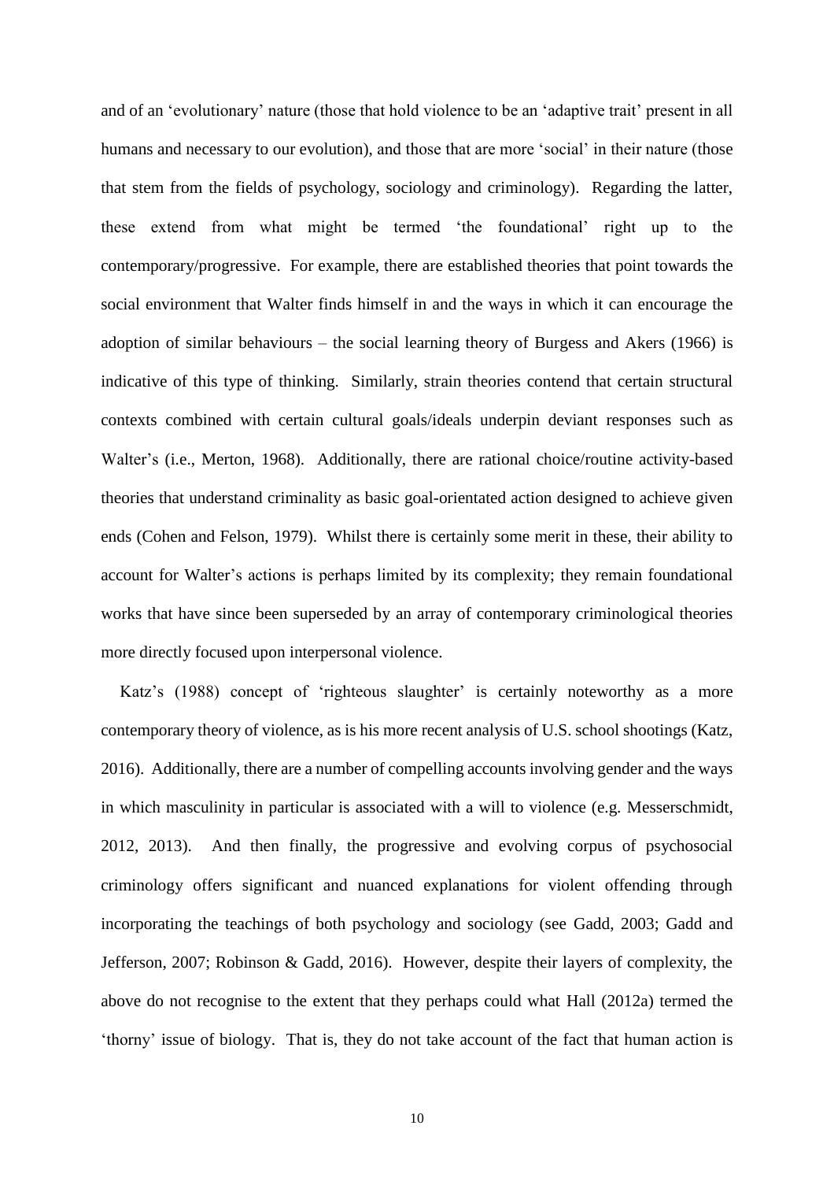and of an 'evolutionary' nature (those that hold violence to be an 'adaptive trait' present in all humans and necessary to our evolution), and those that are more 'social' in their nature (those that stem from the fields of psychology, sociology and criminology). Regarding the latter, these extend from what might be termed 'the foundational' right up to the contemporary/progressive. For example, there are established theories that point towards the social environment that Walter finds himself in and the ways in which it can encourage the adoption of similar behaviours – the social learning theory of Burgess and Akers (1966) is indicative of this type of thinking. Similarly, strain theories contend that certain structural contexts combined with certain cultural goals/ideals underpin deviant responses such as Walter's (i.e., Merton, 1968). Additionally, there are rational choice/routine activity-based theories that understand criminality as basic goal-orientated action designed to achieve given ends (Cohen and Felson, 1979). Whilst there is certainly some merit in these, their ability to account for Walter's actions is perhaps limited by its complexity; they remain foundational works that have since been superseded by an array of contemporary criminological theories more directly focused upon interpersonal violence.

Katz's (1988) concept of 'righteous slaughter' is certainly noteworthy as a more contemporary theory of violence, as is his more recent analysis of U.S. school shootings (Katz, 2016). Additionally, there are a number of compelling accounts involving gender and the ways in which masculinity in particular is associated with a will to violence (e.g. Messerschmidt, 2012, 2013). And then finally, the progressive and evolving corpus of psychosocial criminology offers significant and nuanced explanations for violent offending through incorporating the teachings of both psychology and sociology (see Gadd, 2003; Gadd and Jefferson, 2007; Robinson & Gadd, 2016). However, despite their layers of complexity, the above do not recognise to the extent that they perhaps could what Hall (2012a) termed the 'thorny' issue of biology. That is, they do not take account of the fact that human action is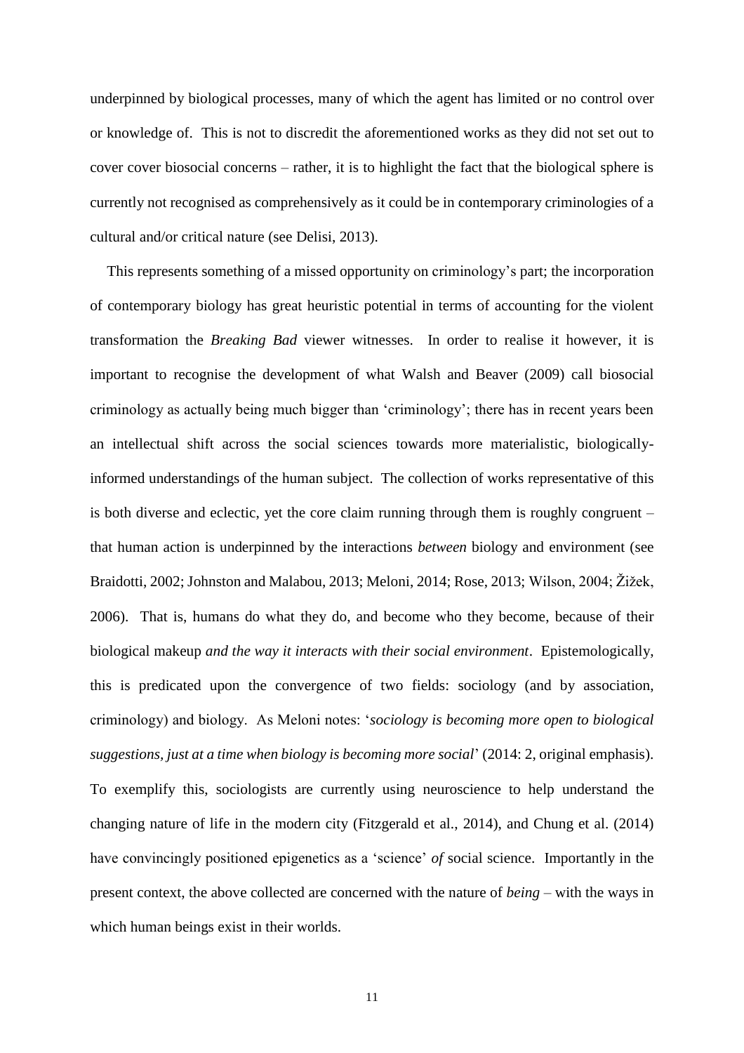underpinned by biological processes, many of which the agent has limited or no control over or knowledge of. This is not to discredit the aforementioned works as they did not set out to cover cover biosocial concerns – rather, it is to highlight the fact that the biological sphere is currently not recognised as comprehensively as it could be in contemporary criminologies of a cultural and/or critical nature (see Delisi, 2013).

This represents something of a missed opportunity on criminology's part; the incorporation of contemporary biology has great heuristic potential in terms of accounting for the violent transformation the *Breaking Bad* viewer witnesses. In order to realise it however, it is important to recognise the development of what Walsh and Beaver (2009) call biosocial criminology as actually being much bigger than 'criminology'; there has in recent years been an intellectual shift across the social sciences towards more materialistic, biologically-informed understandings of the human subject. The collection of works representative of this is both diverse and eclectic, yet the core claim running through them is roughly congruent – that human action is underpinned by the interactions *between* biology and environment (see Braidotti, 2002; Johnston and Malabou, 2013; Meloni, 2014; Rose, 2013; Wilson, 2004; Žižek, 2006). That is, humans do what they do, and become who they become, because of their biological makeup *and the way it interacts with their social environment*. Epistemologically, this is predicated upon the convergence of two fields: sociology (and by association, criminology) and biology. As Meloni notes: '*sociology is becoming more open to biological suggestions, just at a time when biology is becoming more social*' (2014: 2, original emphasis). To exemplify this, sociologists are currently using neuroscience to help understand the changing nature of life in the modern city (Fitzgerald et al., 2014), and Chung et al. (2014) have convincingly positioned epigenetics as a 'science' *of* social science. Importantly in the present context, the above collected are concerned with the nature of *being* – with the ways in which human beings exist in their worlds.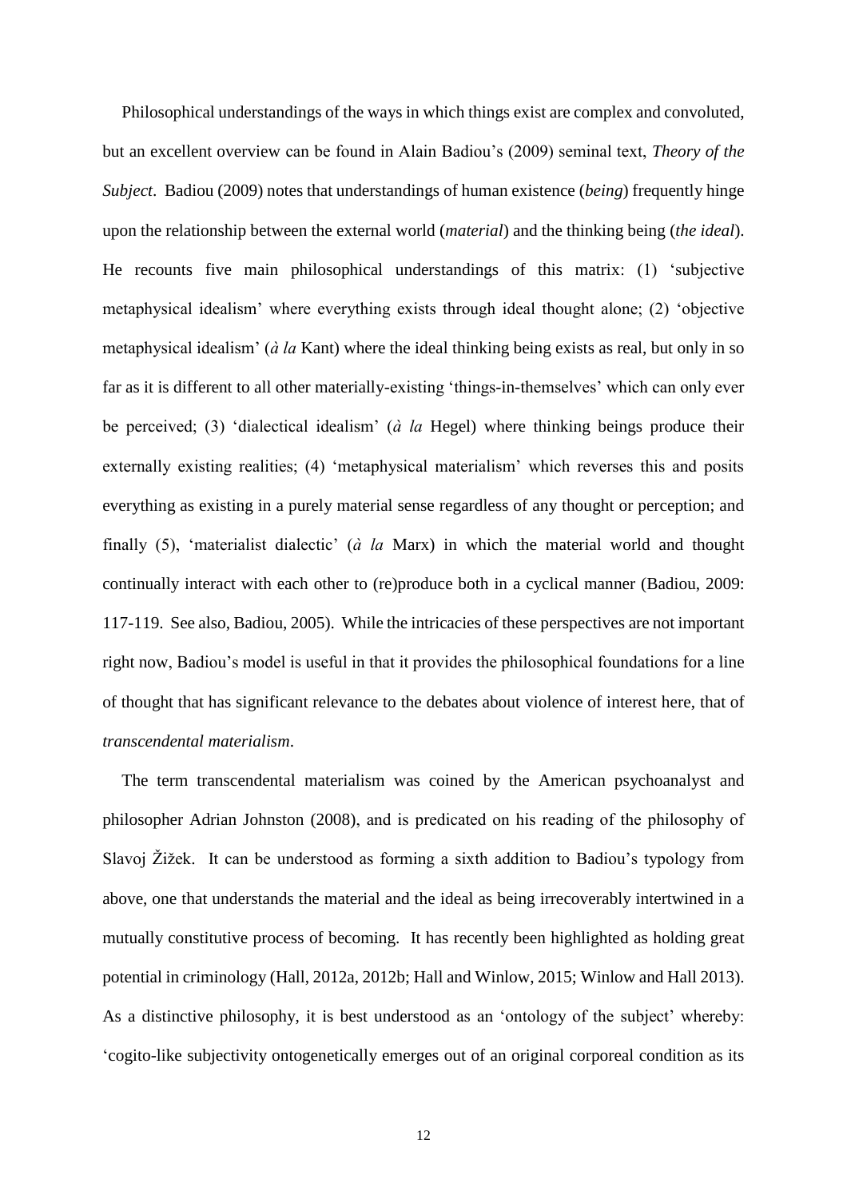Philosophical understandings of the ways in which things exist are complex and convoluted, but an excellent overview can be found in Alain Badiou's (2009) seminal text, *Theory of the Subject*. Badiou (2009) notes that understandings of human existence (*being*) frequently hinge upon the relationship between the external world (*material*) and the thinking being (*the ideal*). He recounts five main philosophical understandings of this matrix: (1) 'subjective metaphysical idealism' where everything exists through ideal thought alone; (2) 'objective metaphysical idealism' (*à la* Kant) where the ideal thinking being exists as real, but only in so far as it is different to all other materially-existing 'things-in-themselves' which can only ever be perceived; (3) 'dialectical idealism' (*à la* Hegel) where thinking beings produce their externally existing realities; (4) 'metaphysical materialism' which reverses this and posits everything as existing in a purely material sense regardless of any thought or perception; and finally (5), 'materialist dialectic' (*à la* Marx) in which the material world and thought continually interact with each other to (re)produce both in a cyclical manner (Badiou, 2009: 117-119. See also, Badiou, 2005). While the intricacies of these perspectives are not important right now, Badiou's model is useful in that it provides the philosophical foundations for a line of thought that has significant relevance to the debates about violence of interest here, that of *transcendental materialism*.

The term transcendental materialism was coined by the American psychoanalyst and philosopher Adrian Johnston (2008), and is predicated on his reading of the philosophy of Slavoj Žižek. It can be understood as forming a sixth addition to Badiou's typology from above, one that understands the material and the ideal as being irrecoverably intertwined in a mutually constitutive process of becoming. It has recently been highlighted as holding great potential in criminology (Hall, 2012a, 2012b; Hall and Winlow, 2015; Winlow and Hall 2013). As a distinctive philosophy, it is best understood as an 'ontology of the subject' whereby: 'cogito-like subjectivity ontogenetically emerges out of an original corporeal condition as its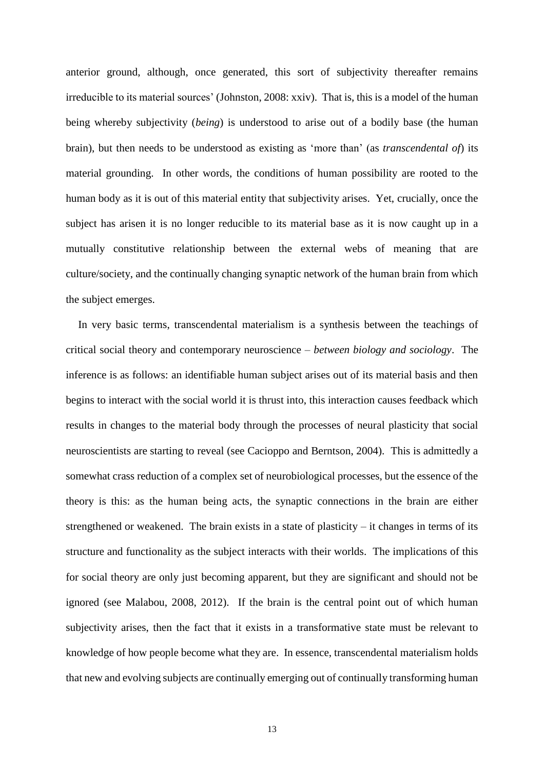anterior ground, although, once generated, this sort of subjectivity thereafter remains irreducible to its material sources' (Johnston, 2008: xxiv). That is, this is a model of the human being whereby subjectivity (*being*) is understood to arise out of a bodily base (the human brain), but then needs to be understood as existing as 'more than' (as *transcendental of*) its material grounding. In other words, the conditions of human possibility are rooted to the human body as it is out of this material entity that subjectivity arises. Yet, crucially, once the subject has arisen it is no longer reducible to its material base as it is now caught up in a mutually constitutive relationship between the external webs of meaning that are culture/society, and the continually changing synaptic network of the human brain from which the subject emerges.

In very basic terms, transcendental materialism is a synthesis between the teachings of critical social theory and contemporary neuroscience – *between biology and sociology*. The inference is as follows: an identifiable human subject arises out of its material basis and then begins to interact with the social world it is thrust into, this interaction causes feedback which results in changes to the material body through the processes of neural plasticity that social neuroscientists are starting to reveal (see Cacioppo and Berntson, 2004). This is admittedly a somewhat crass reduction of a complex set of neurobiological processes, but the essence of the theory is this: as the human being acts, the synaptic connections in the brain are either strengthened or weakened. The brain exists in a state of plasticity – it changes in terms of its structure and functionality as the subject interacts with their worlds. The implications of this for social theory are only just becoming apparent, but they are significant and should not be ignored (see Malabou, 2008, 2012). If the brain is the central point out of which human subjectivity arises, then the fact that it exists in a transformative state must be relevant to knowledge of how people become what they are. In essence, transcendental materialism holds that new and evolving subjects are continually emerging out of continually transforming human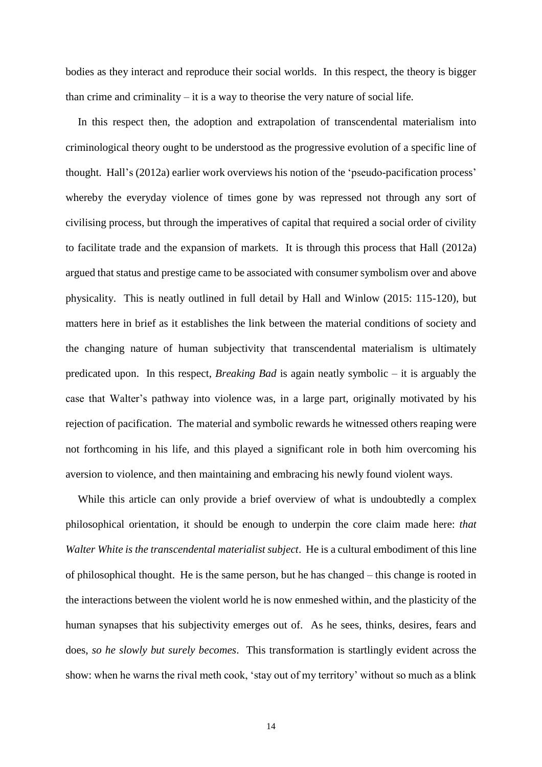bodies as they interact and reproduce their social worlds. In this respect, the theory is bigger than crime and criminality – it is a way to theorise the very nature of social life.

In this respect then, the adoption and extrapolation of transcendental materialism into criminological theory ought to be understood as the progressive evolution of a specific line of thought. Hall's (2012a) earlier work overviews his notion of the 'pseudo-pacification process' whereby the everyday violence of times gone by was repressed not through any sort of civilising process, but through the imperatives of capital that required a social order of civility to facilitate trade and the expansion of markets. It is through this process that Hall (2012a) argued that status and prestige came to be associated with consumer symbolism over and above physicality. This is neatly outlined in full detail by Hall and Winlow (2015: 115-120), but matters here in brief as it establishes the link between the material conditions of society and the changing nature of human subjectivity that transcendental materialism is ultimately predicated upon. In this respect, *Breaking Bad* is again neatly symbolic – it is arguably the case that Walter's pathway into violence was, in a large part, originally motivated by his rejection of pacification. The material and symbolic rewards he witnessed others reaping were not forthcoming in his life, and this played a significant role in both him overcoming his aversion to violence, and then maintaining and embracing his newly found violent ways.

While this article can only provide a brief overview of what is undoubtedly a complex philosophical orientation, it should be enough to underpin the core claim made here: *that Walter White is the transcendental materialist subject*. He is a cultural embodiment of this line of philosophical thought. He is the same person, but he has changed – this change is rooted in the interactions between the violent world he is now enmeshed within, and the plasticity of the human synapses that his subjectivity emerges out of. As he sees, thinks, desires, fears and does, *so he slowly but surely becomes*. This transformation is startlingly evident across the show: when he warns the rival meth cook, 'stay out of my territory' without so much as a blink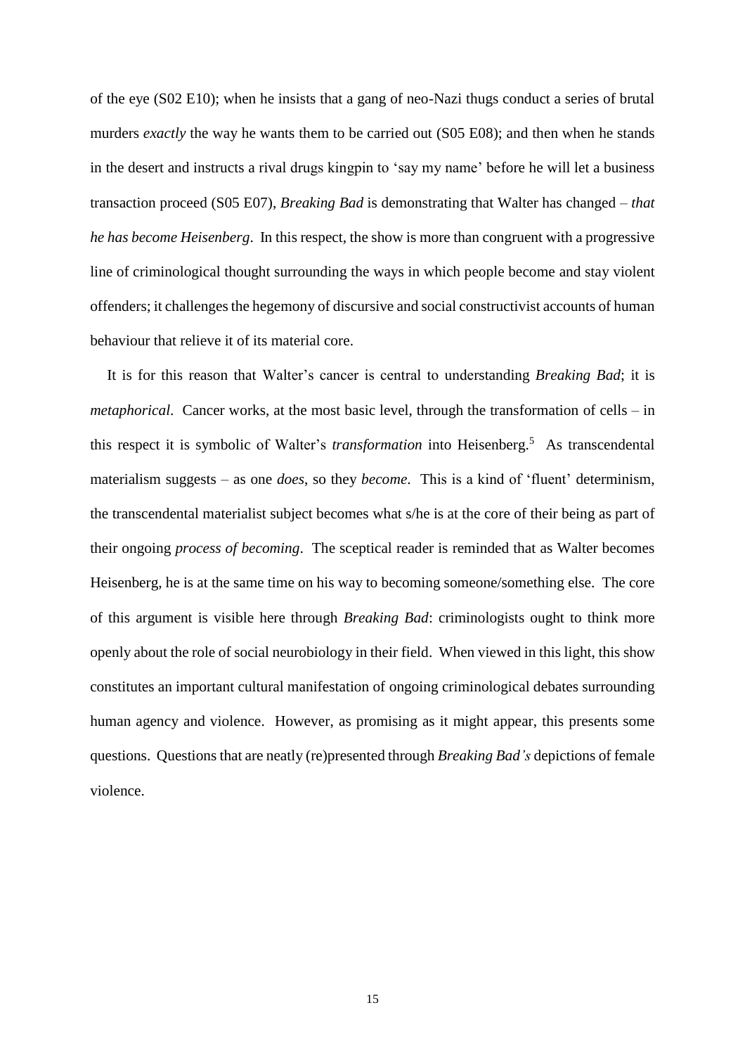of the eye (S02 E10); when he insists that a gang of neo-Nazi thugs conduct a series of brutal murders *exactly* the way he wants them to be carried out (S05 E08); and then when he stands in the desert and instructs a rival drugs kingpin to 'say my name' before he will let a business transaction proceed (S05 E07), *Breaking Bad* is demonstrating that Walter has changed – *that he has become Heisenberg*. In this respect, the show is more than congruent with a progressive line of criminological thought surrounding the ways in which people become and stay violent offenders; it challenges the hegemony of discursive and social constructivist accounts of human behaviour that relieve it of its material core.

It is for this reason that Walter's cancer is central to understanding *Breaking Bad*; it is *metaphorical*. Cancer works, at the most basic level, through the transformation of cells – in this respect it is symbolic of Walter's *transformation* into Heisenberg.[5] As transcendental materialism suggests – as one *does*, so they *become*. This is a kind of 'fluent' determinism, the transcendental materialist subject becomes what s/he is at the core of their being as part of their ongoing *process of becoming*. The sceptical reader is reminded that as Walter becomes Heisenberg, he is at the same time on his way to becoming someone/something else. The core of this argument is visible here through *Breaking Bad*: criminologists ought to think more openly about the role of social neurobiology in their field. When viewed in this light, this show constitutes an important cultural manifestation of ongoing criminological debates surrounding human agency and violence. However, as promising as it might appear, this presents some questions. Questions that are neatly (re)presented through *Breaking Bad's* depictions of female violence.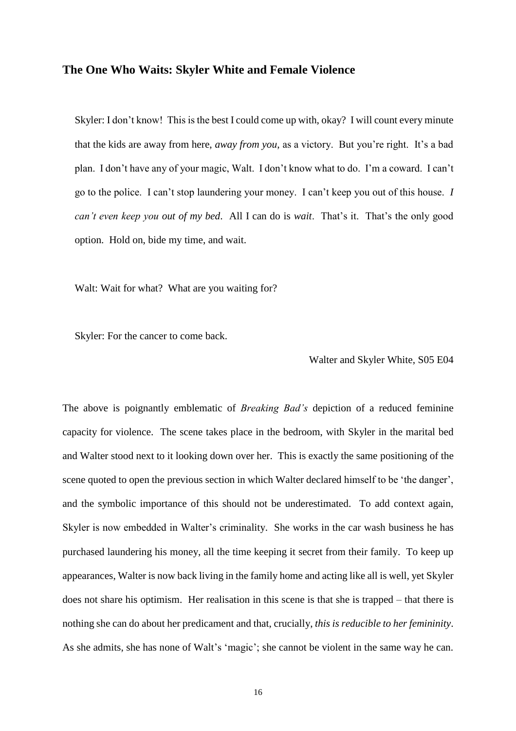## The One Who Waits: Skyler White and Female Violence

> Skyler: I don't know! This is the best I could come up with, okay? I will count every minute that the kids are away from here, *away from you*, as a victory. But you're right. It's a bad plan. I don't have any of your magic, Walt. I don't know what to do. I'm a coward. I can't go to the police. I can't stop laundering your money. I can't keep you out of this house. *I can't even keep you out of my bed*. All I can do is *wait*. That's it. That's the only good option. Hold on, bide my time, and wait.
>
> Walt: Wait for what? What are you waiting for?
>
> Skyler: For the cancer to come back.
>
> Walter and Skyler White, S05 E04

The above is poignantly emblematic of *Breaking Bad's* depiction of a reduced feminine capacity for violence. The scene takes place in the bedroom, with Skyler in the marital bed and Walter stood next to it looking down over her. This is exactly the same positioning of the scene quoted to open the previous section in which Walter declared himself to be 'the danger', and the symbolic importance of this should not be underestimated. To add context again, Skyler is now embedded in Walter's criminality. She works in the car wash business he has purchased laundering his money, all the time keeping it secret from their family. To keep up appearances, Walter is now back living in the family home and acting like all is well, yet Skyler does not share his optimism. Her realisation in this scene is that she is trapped – that there is nothing she can do about her predicament and that, crucially, *this is reducible to her femininity*. As she admits, she has none of Walt's 'magic'; she cannot be violent in the same way he can.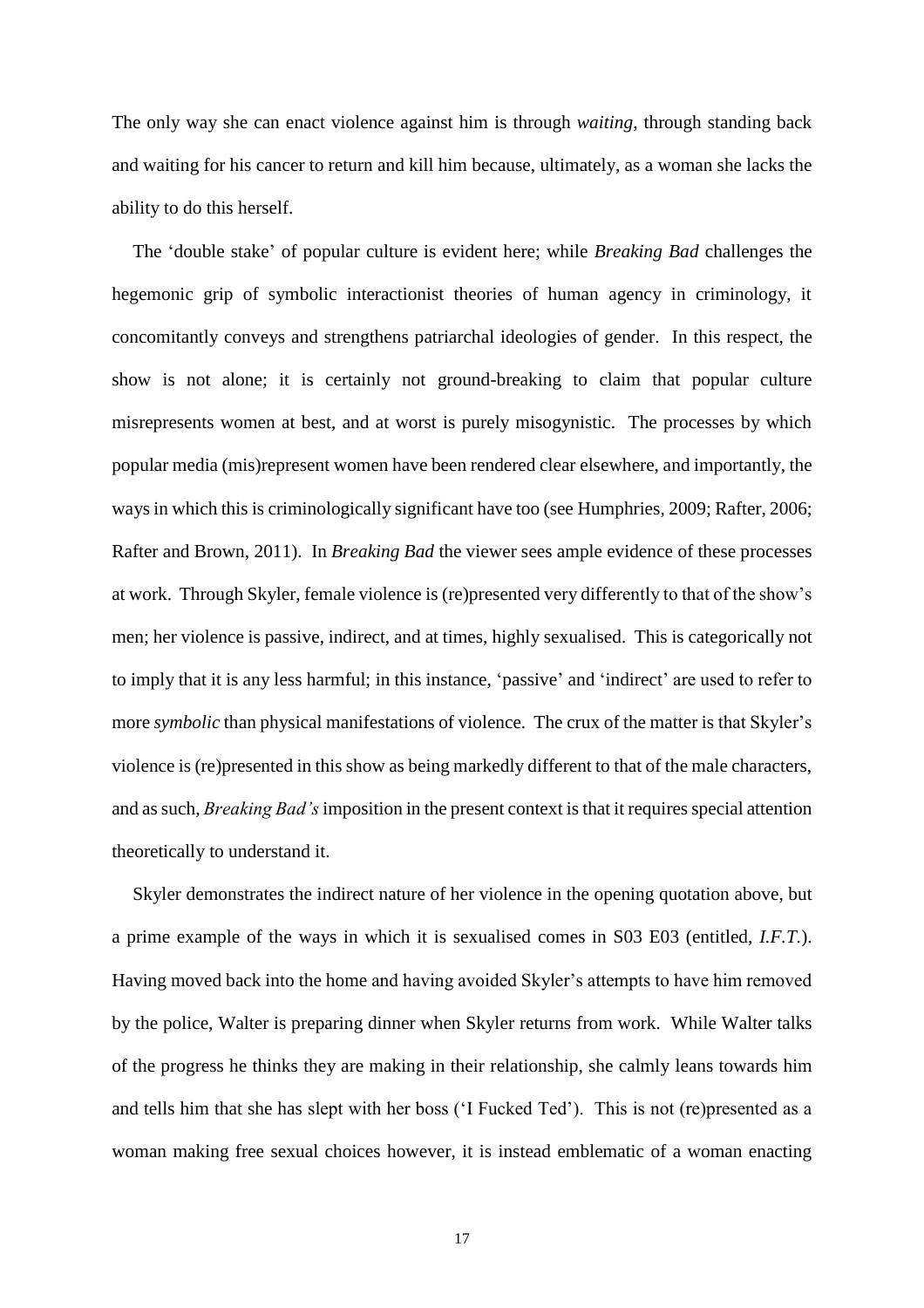The only way she can enact violence against him is through *waiting*, through standing back and waiting for his cancer to return and kill him because, ultimately, as a woman she lacks the ability to do this herself.

The 'double stake' of popular culture is evident here; while *Breaking Bad* challenges the hegemonic grip of symbolic interactionist theories of human agency in criminology, it concomitantly conveys and strengthens patriarchal ideologies of gender. In this respect, the show is not alone; it is certainly not ground-breaking to claim that popular culture misrepresents women at best, and at worst is purely misogynistic. The processes by which popular media (mis)represent women have been rendered clear elsewhere, and importantly, the ways in which this is criminologically significant have too (see Humphries, 2009; Rafter, 2006; Rafter and Brown, 2011). In *Breaking Bad* the viewer sees ample evidence of these processes at work. Through Skyler, female violence is (re)presented very differently to that of the show's men; her violence is passive, indirect, and at times, highly sexualised. This is categorically not to imply that it is any less harmful; in this instance, 'passive' and 'indirect' are used to refer to more *symbolic* than physical manifestations of violence. The crux of the matter is that Skyler's violence is (re)presented in this show as being markedly different to that of the male characters, and as such, *Breaking Bad's* imposition in the present context is that it requires special attention theoretically to understand it.

Skyler demonstrates the indirect nature of her violence in the opening quotation above, but a prime example of the ways in which it is sexualised comes in S03 E03 (entitled, *I.F.T.*). Having moved back into the home and having avoided Skyler's attempts to have him removed by the police, Walter is preparing dinner when Skyler returns from work. While Walter talks of the progress he thinks they are making in their relationship, she calmly leans towards him and tells him that she has slept with her boss ('I Fucked Ted'). This is not (re)presented as a woman making free sexual choices however, it is instead emblematic of a woman enacting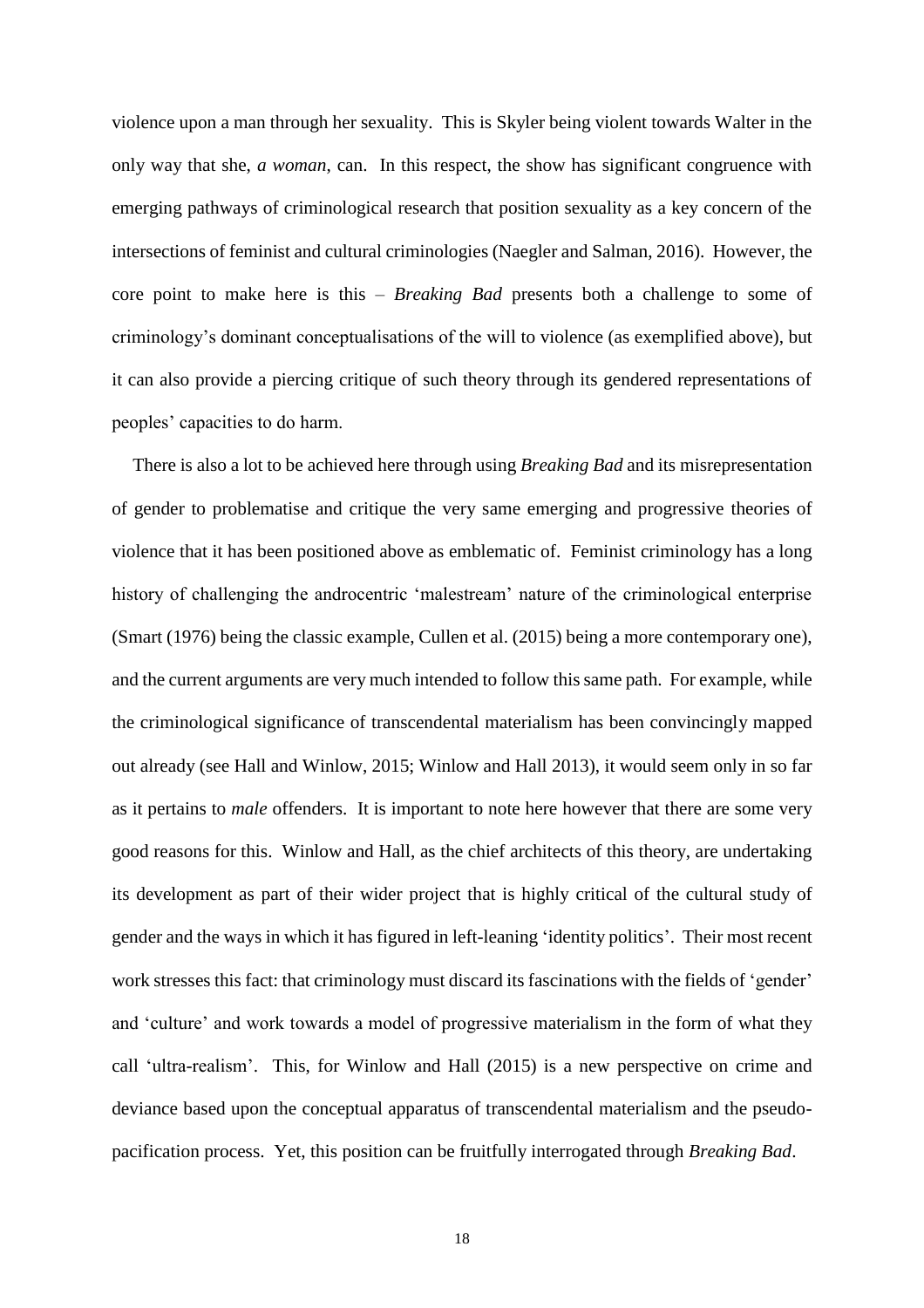violence upon a man through her sexuality. This is Skyler being violent towards Walter in the only way that she, *a woman*, can. In this respect, the show has significant congruence with emerging pathways of criminological research that position sexuality as a key concern of the intersections of feminist and cultural criminologies (Naegler and Salman, 2016). However, the core point to make here is this – *Breaking Bad* presents both a challenge to some of criminology's dominant conceptualisations of the will to violence (as exemplified above), but it can also provide a piercing critique of such theory through its gendered representations of peoples' capacities to do harm.

There is also a lot to be achieved here through using *Breaking Bad* and its misrepresentation of gender to problematise and critique the very same emerging and progressive theories of violence that it has been positioned above as emblematic of. Feminist criminology has a long history of challenging the androcentric 'malestream' nature of the criminological enterprise (Smart (1976) being the classic example, Cullen et al. (2015) being a more contemporary one), and the current arguments are very much intended to follow this same path. For example, while the criminological significance of transcendental materialism has been convincingly mapped out already (see Hall and Winlow, 2015; Winlow and Hall 2013), it would seem only in so far as it pertains to *male* offenders. It is important to note here however that there are some very good reasons for this. Winlow and Hall, as the chief architects of this theory, are undertaking its development as part of their wider project that is highly critical of the cultural study of gender and the ways in which it has figured in left-leaning 'identity politics'. Their most recent work stresses this fact: that criminology must discard its fascinations with the fields of 'gender' and 'culture' and work towards a model of progressive materialism in the form of what they call 'ultra-realism'. This, for Winlow and Hall (2015) is a new perspective on crime and deviance based upon the conceptual apparatus of transcendental materialism and the pseudo-pacification process. Yet, this position can be fruitfully interrogated through *Breaking Bad*.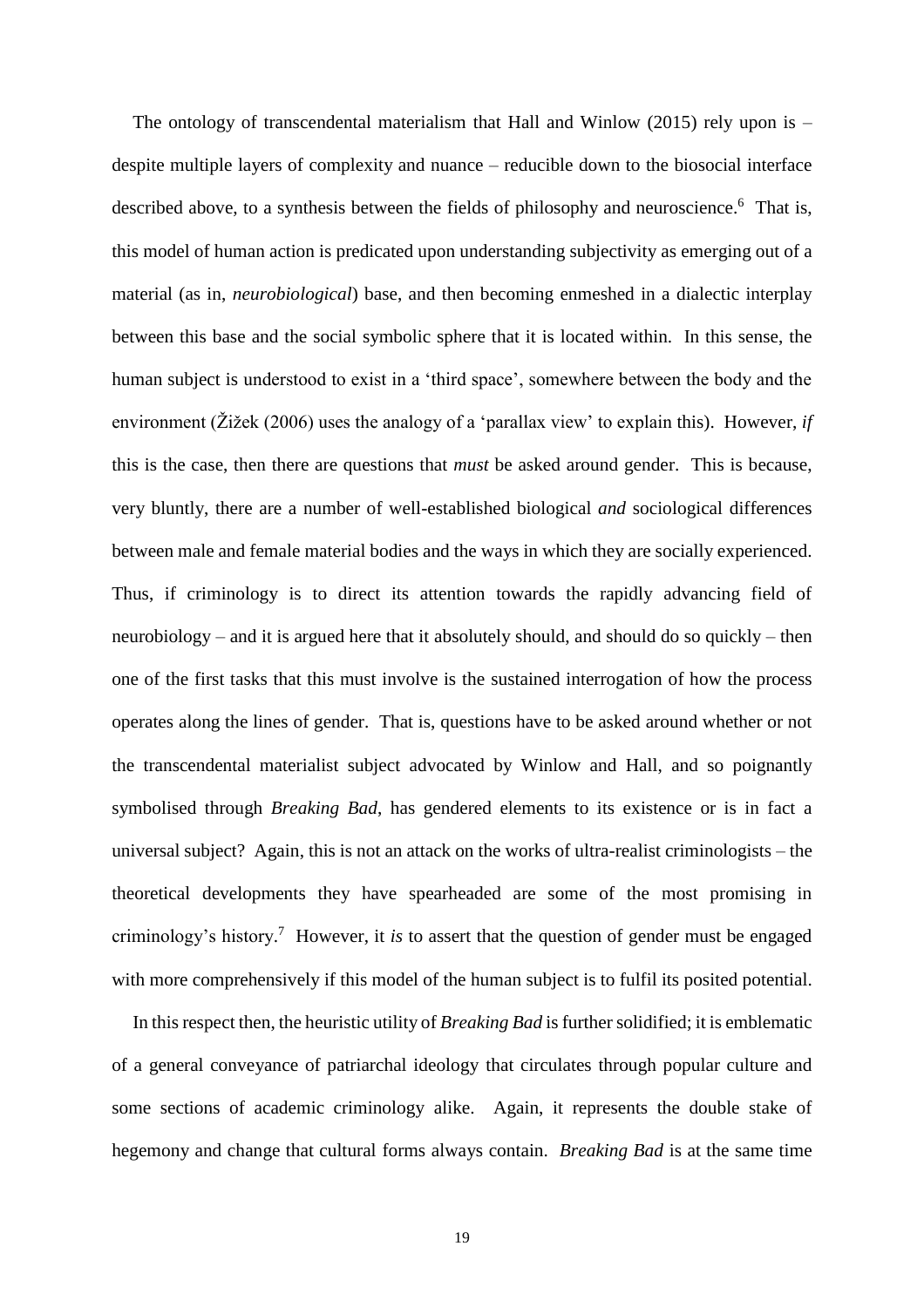The ontology of transcendental materialism that Hall and Winlow (2015) rely upon is – despite multiple layers of complexity and nuance – reducible down to the biosocial interface described above, to a synthesis between the fields of philosophy and neuroscience.[6] That is, this model of human action is predicated upon understanding subjectivity as emerging out of a material (as in, *neurobiological*) base, and then becoming enmeshed in a dialectic interplay between this base and the social symbolic sphere that it is located within. In this sense, the human subject is understood to exist in a 'third space', somewhere between the body and the environment (Žižek (2006) uses the analogy of a 'parallax view' to explain this). However, *if* this is the case, then there are questions that *must* be asked around gender. This is because, very bluntly, there are a number of well-established biological *and* sociological differences between male and female material bodies and the ways in which they are socially experienced. Thus, if criminology is to direct its attention towards the rapidly advancing field of neurobiology – and it is argued here that it absolutely should, and should do so quickly – then one of the first tasks that this must involve is the sustained interrogation of how the process operates along the lines of gender. That is, questions have to be asked around whether or not the transcendental materialist subject advocated by Winlow and Hall, and so poignantly symbolised through *Breaking Bad*, has gendered elements to its existence or is in fact a universal subject? Again, this is not an attack on the works of ultra-realist criminologists – the theoretical developments they have spearheaded are some of the most promising in criminology's history.[7] However, it *is* to assert that the question of gender must be engaged with more comprehensively if this model of the human subject is to fulfil its posited potential.

In this respect then, the heuristic utility of *Breaking Bad* is further solidified; it is emblematic of a general conveyance of patriarchal ideology that circulates through popular culture and some sections of academic criminology alike. Again, it represents the double stake of hegemony and change that cultural forms always contain. *Breaking Bad* is at the same time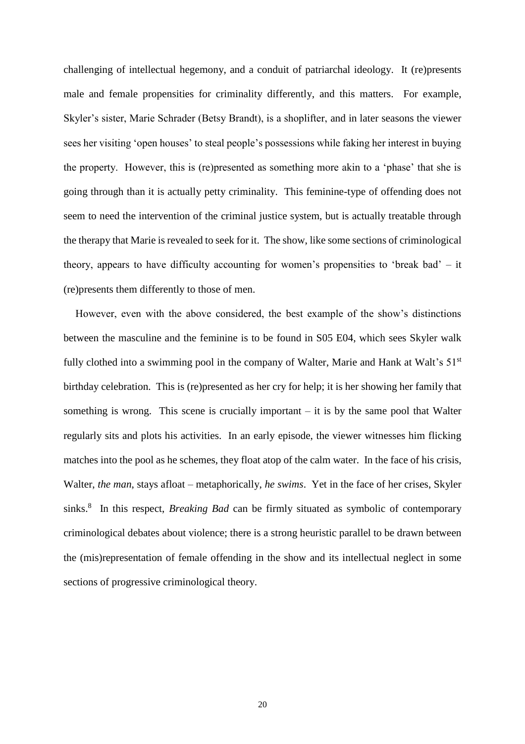challenging of intellectual hegemony, and a conduit of patriarchal ideology. It (re)presents male and female propensities for criminality differently, and this matters. For example, Skyler's sister, Marie Schrader (Betsy Brandt), is a shoplifter, and in later seasons the viewer sees her visiting 'open houses' to steal people's possessions while faking her interest in buying the property. However, this is (re)presented as something more akin to a 'phase' that she is going through than it is actually petty criminality. This feminine-type of offending does not seem to need the intervention of the criminal justice system, but is actually treatable through the therapy that Marie is revealed to seek for it. The show, like some sections of criminological theory, appears to have difficulty accounting for women's propensities to 'break bad' – it (re)presents them differently to those of men.

However, even with the above considered, the best example of the show's distinctions between the masculine and the feminine is to be found in S05 E04, which sees Skyler walk fully clothed into a swimming pool in the company of Walter, Marie and Hank at Walt's 51st birthday celebration. This is (re)presented as her cry for help; it is her showing her family that something is wrong. This scene is crucially important – it is by the same pool that Walter regularly sits and plots his activities. In an early episode, the viewer witnesses him flicking matches into the pool as he schemes, they float atop of the calm water. In the face of his crisis, Walter, *the man*, stays afloat – metaphorically, *he swims*. Yet in the face of her crises, Skyler sinks.[8] In this respect, *Breaking Bad* can be firmly situated as symbolic of contemporary criminological debates about violence; there is a strong heuristic parallel to be drawn between the (mis)representation of female offending in the show and its intellectual neglect in some sections of progressive criminological theory.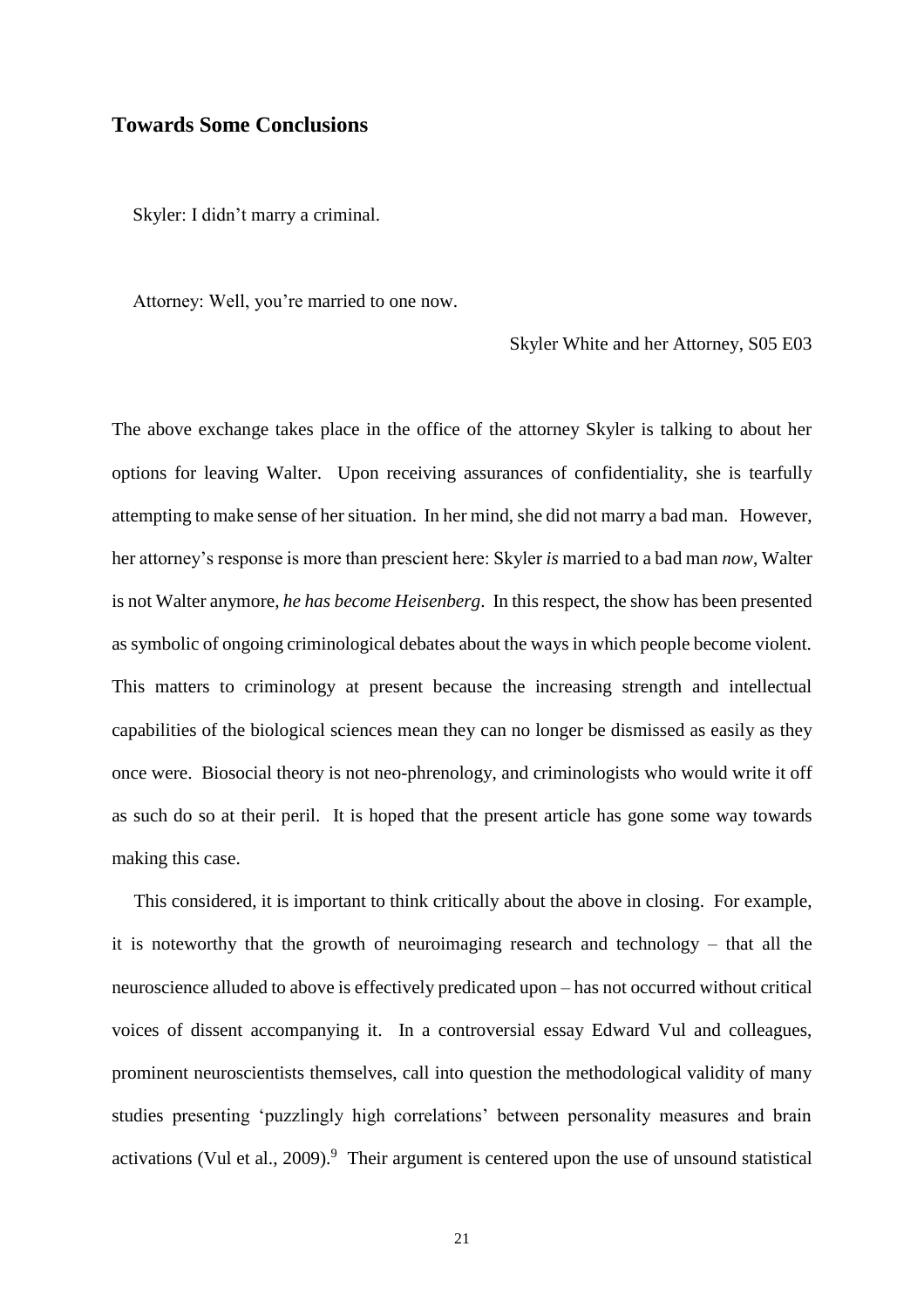## Towards Some Conclusions

Skyler: I didn't marry a criminal.

Attorney: Well, you're married to one now.

Skyler White and her Attorney, S05 E03

The above exchange takes place in the office of the attorney Skyler is talking to about her options for leaving Walter. Upon receiving assurances of confidentiality, she is tearfully attempting to make sense of her situation. In her mind, she did not marry a bad man. However, her attorney's response is more than prescient here: Skyler *is* married to a bad man *now*, Walter is not Walter anymore, *he has become Heisenberg*. In this respect, the show has been presented as symbolic of ongoing criminological debates about the ways in which people become violent. This matters to criminology at present because the increasing strength and intellectual capabilities of the biological sciences mean they can no longer be dismissed as easily as they once were. Biosocial theory is not neo-phrenology, and criminologists who would write it off as such do so at their peril. It is hoped that the present article has gone some way towards making this case.

This considered, it is important to think critically about the above in closing. For example, it is noteworthy that the growth of neuroimaging research and technology – that all the neuroscience alluded to above is effectively predicated upon – has not occurred without critical voices of dissent accompanying it. In a controversial essay Edward Vul and colleagues, prominent neuroscientists themselves, call into question the methodological validity of many studies presenting 'puzzlingly high correlations' between personality measures and brain activations (Vul et al., 2009).[9] Their argument is centered upon the use of unsound statistical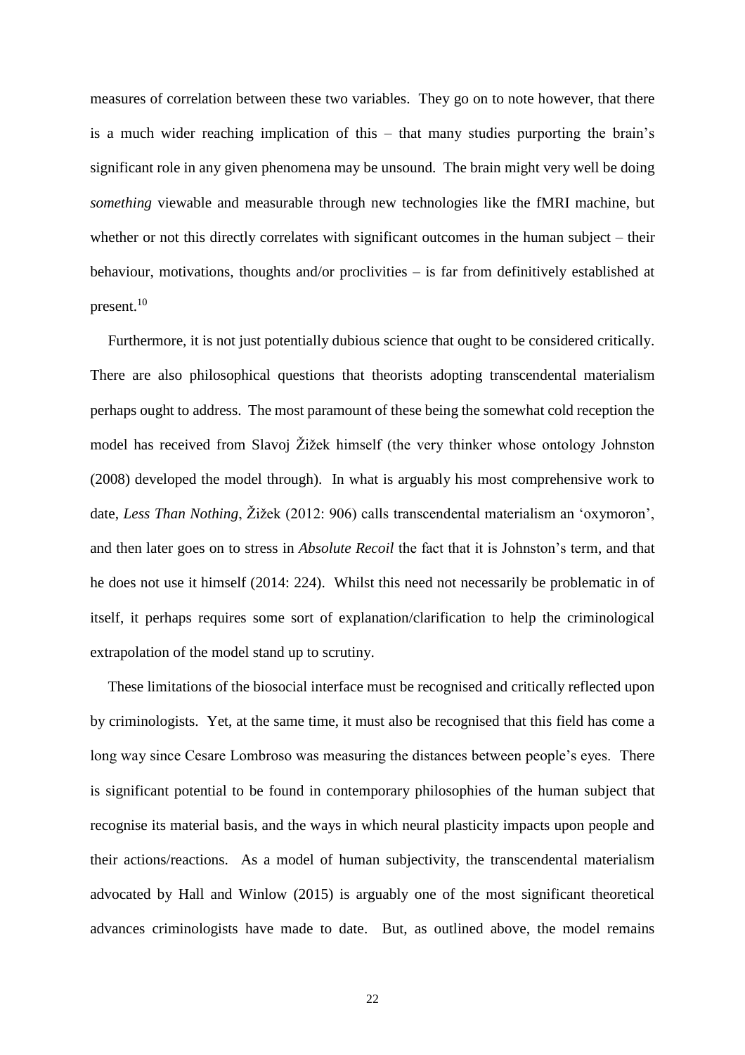measures of correlation between these two variables. They go on to note however, that there is a much wider reaching implication of this – that many studies purporting the brain's significant role in any given phenomena may be unsound. The brain might very well be doing *something* viewable and measurable through new technologies like the fMRI machine, but whether or not this directly correlates with significant outcomes in the human subject – their behaviour, motivations, thoughts and/or proclivities – is far from definitively established at present.[10]

Furthermore, it is not just potentially dubious science that ought to be considered critically. There are also philosophical questions that theorists adopting transcendental materialism perhaps ought to address. The most paramount of these being the somewhat cold reception the model has received from Slavoj Žižek himself (the very thinker whose ontology Johnston (2008) developed the model through). In what is arguably his most comprehensive work to date, *Less Than Nothing*, Žižek (2012: 906) calls transcendental materialism an 'oxymoron', and then later goes on to stress in *Absolute Recoil* the fact that it is Johnston's term, and that he does not use it himself (2014: 224). Whilst this need not necessarily be problematic in of itself, it perhaps requires some sort of explanation/clarification to help the criminological extrapolation of the model stand up to scrutiny.

These limitations of the biosocial interface must be recognised and critically reflected upon by criminologists. Yet, at the same time, it must also be recognised that this field has come a long way since Cesare Lombroso was measuring the distances between people's eyes. There is significant potential to be found in contemporary philosophies of the human subject that recognise its material basis, and the ways in which neural plasticity impacts upon people and their actions/reactions. As a model of human subjectivity, the transcendental materialism advocated by Hall and Winlow (2015) is arguably one of the most significant theoretical advances criminologists have made to date. But, as outlined above, the model remains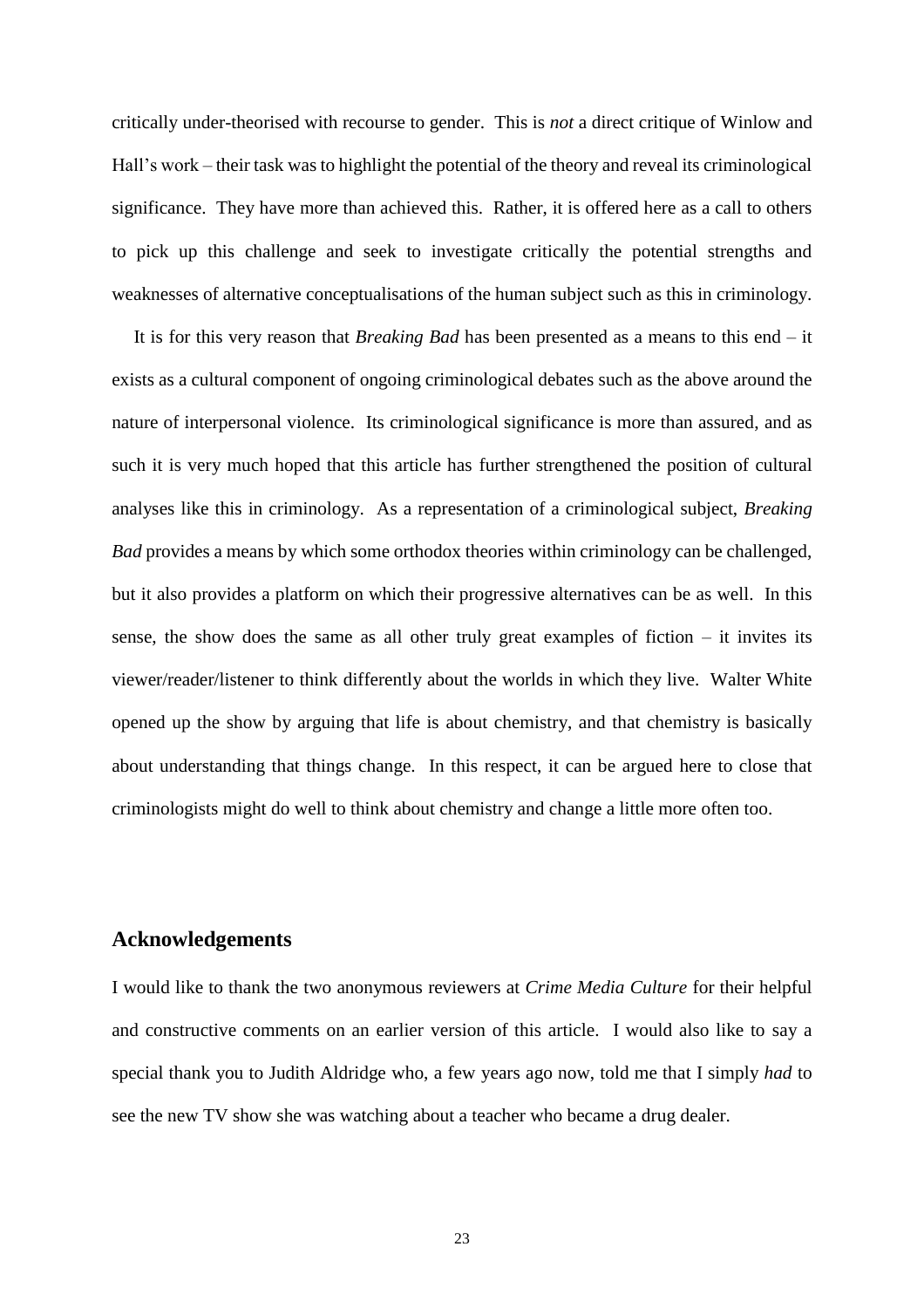critically under-theorised with recourse to gender. This is *not* a direct critique of Winlow and Hall's work – their task was to highlight the potential of the theory and reveal its criminological significance. They have more than achieved this. Rather, it is offered here as a call to others to pick up this challenge and seek to investigate critically the potential strengths and weaknesses of alternative conceptualisations of the human subject such as this in criminology.

It is for this very reason that *Breaking Bad* has been presented as a means to this end – it exists as a cultural component of ongoing criminological debates such as the above around the nature of interpersonal violence. Its criminological significance is more than assured, and as such it is very much hoped that this article has further strengthened the position of cultural analyses like this in criminology. As a representation of a criminological subject, *Breaking Bad* provides a means by which some orthodox theories within criminology can be challenged, but it also provides a platform on which their progressive alternatives can be as well. In this sense, the show does the same as all other truly great examples of fiction – it invites its viewer/reader/listener to think differently about the worlds in which they live. Walter White opened up the show by arguing that life is about chemistry, and that chemistry is basically about understanding that things change. In this respect, it can be argued here to close that criminologists might do well to think about chemistry and change a little more often too.

## Acknowledgements

I would like to thank the two anonymous reviewers at *Crime Media Culture* for their helpful and constructive comments on an earlier version of this article. I would also like to say a special thank you to Judith Aldridge who, a few years ago now, told me that I simply *had* to see the new TV show she was watching about a teacher who became a drug dealer.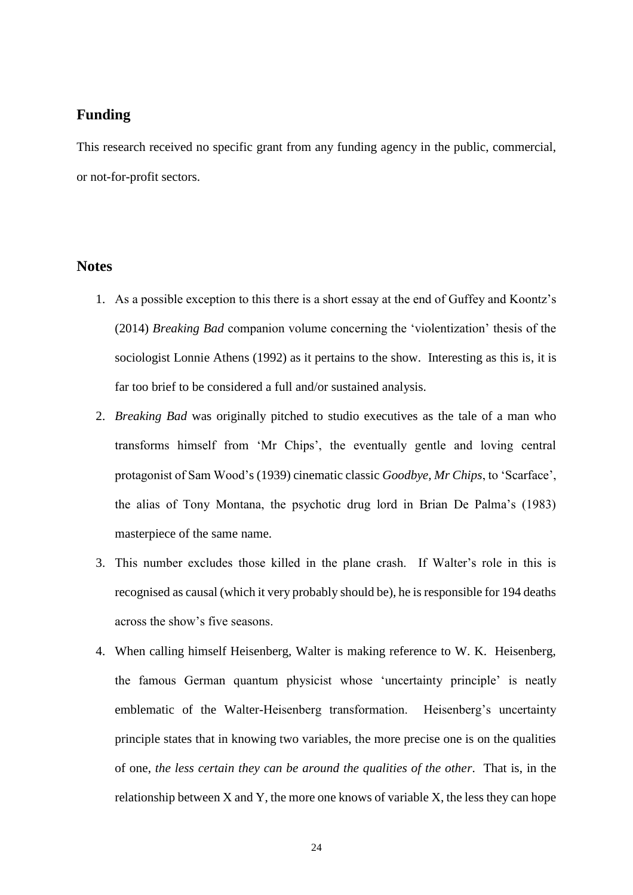## Funding

This research received no specific grant from any funding agency in the public, commercial, or not-for-profit sectors.

## Notes

1. As a possible exception to this there is a short essay at the end of Guffey and Koontz's (2014) *Breaking Bad* companion volume concerning the 'violentization' thesis of the sociologist Lonnie Athens (1992) as it pertains to the show. Interesting as this is, it is far too brief to be considered a full and/or sustained analysis.
2. *Breaking Bad* was originally pitched to studio executives as the tale of a man who transforms himself from 'Mr Chips', the eventually gentle and loving central protagonist of Sam Wood's (1939) cinematic classic *Goodbye, Mr Chips*, to 'Scarface', the alias of Tony Montana, the psychotic drug lord in Brian De Palma's (1983) masterpiece of the same name.
3. This number excludes those killed in the plane crash. If Walter's role in this is recognised as causal (which it very probably should be), he is responsible for 194 deaths across the show's five seasons.
4. When calling himself Heisenberg, Walter is making reference to W. K. Heisenberg, the famous German quantum physicist whose 'uncertainty principle' is neatly emblematic of the Walter-Heisenberg transformation. Heisenberg's uncertainty principle states that in knowing two variables, the more precise one is on the qualities of one, *the less certain they can be around the qualities of the other*. That is, in the relationship between X and Y, the more one knows of variable X, the less they can hope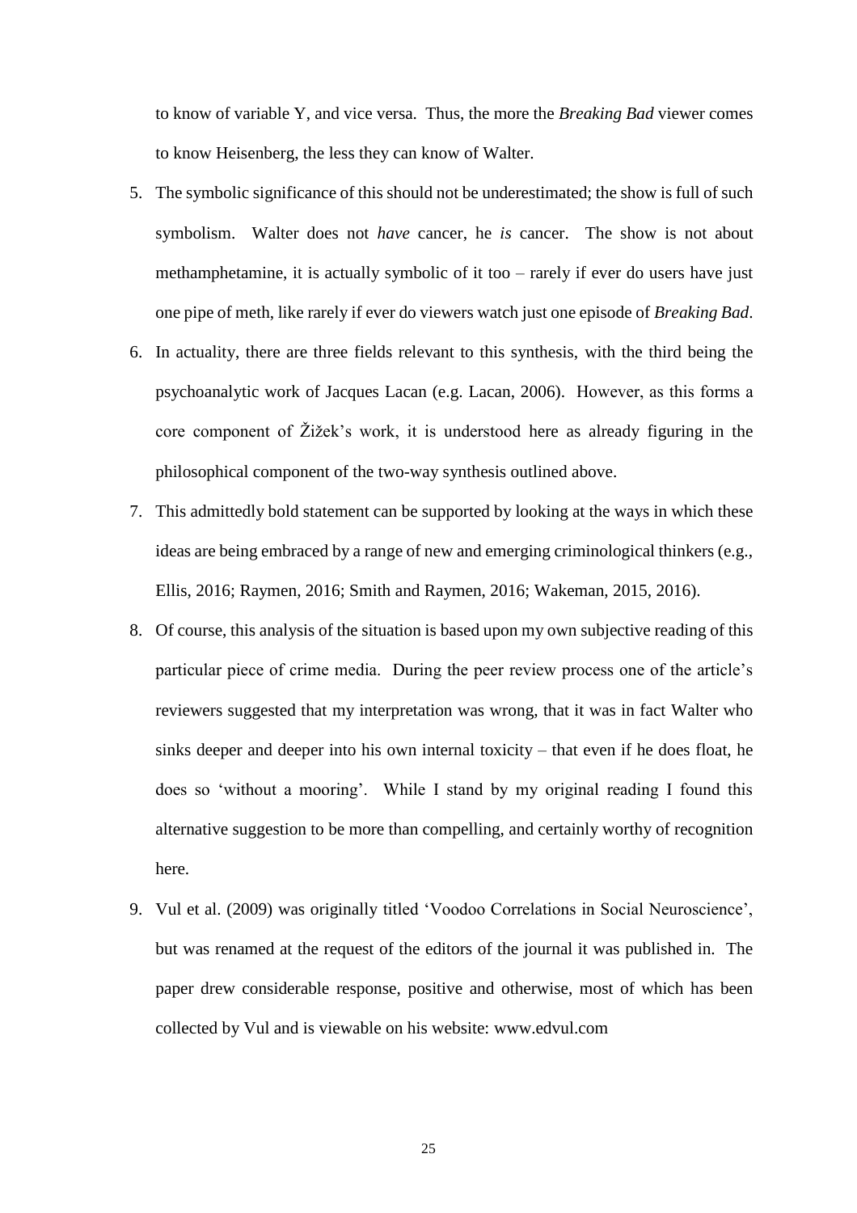to know of variable Y, and vice versa. Thus, the more the *Breaking Bad* viewer comes to know Heisenberg, the less they can know of Walter.

5. The symbolic significance of this should not be underestimated; the show is full of such symbolism. Walter does not *have* cancer, he *is* cancer. The show is not about methamphetamine, it is actually symbolic of it too – rarely if ever do users have just one pipe of meth, like rarely if ever do viewers watch just one episode of *Breaking Bad*.
6. In actuality, there are three fields relevant to this synthesis, with the third being the psychoanalytic work of Jacques Lacan (e.g. Lacan, 2006). However, as this forms a core component of Žižek's work, it is understood here as already figuring in the philosophical component of the two-way synthesis outlined above.
7. This admittedly bold statement can be supported by looking at the ways in which these ideas are being embraced by a range of new and emerging criminological thinkers (e.g., Ellis, 2016; Raymen, 2016; Smith and Raymen, 2016; Wakeman, 2015, 2016).
8. Of course, this analysis of the situation is based upon my own subjective reading of this particular piece of crime media. During the peer review process one of the article's reviewers suggested that my interpretation was wrong, that it was in fact Walter who sinks deeper and deeper into his own internal toxicity – that even if he does float, he does so 'without a mooring'. While I stand by my original reading I found this alternative suggestion to be more than compelling, and certainly worthy of recognition here.
9. Vul et al. (2009) was originally titled 'Voodoo Correlations in Social Neuroscience', but was renamed at the request of the editors of the journal it was published in. The paper drew considerable response, positive and otherwise, most of which has been collected by Vul and is viewable on his website: www.edvul.com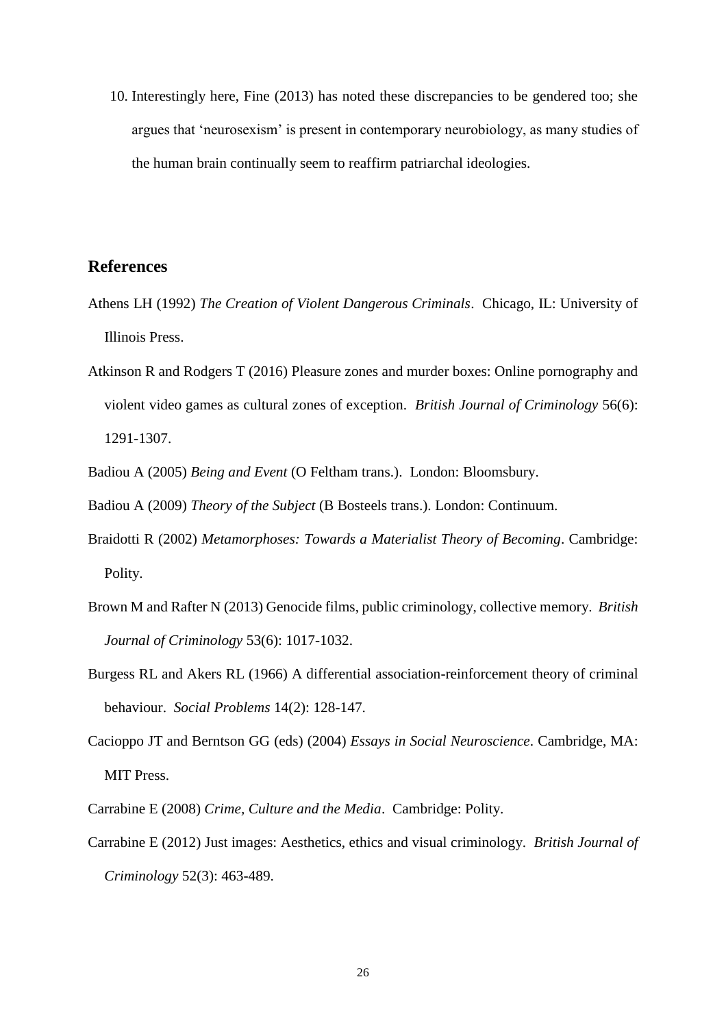10. Interestingly here, Fine (2013) has noted these discrepancies to be gendered too; she argues that 'neurosexism' is present in contemporary neurobiology, as many studies of the human brain continually seem to reaffirm patriarchal ideologies.

## References

Athens LH (1992) *The Creation of Violent Dangerous Criminals*. Chicago, IL: University of Illinois Press.

Atkinson R and Rodgers T (2016) Pleasure zones and murder boxes: Online pornography and violent video games as cultural zones of exception. *British Journal of Criminology* 56(6): 1291-1307.

Badiou A (2005) *Being and Event* (O Feltham trans.). London: Bloomsbury.

Badiou A (2009) *Theory of the Subject* (B Bosteels trans.). London: Continuum.

Braidotti R (2002) *Metamorphoses: Towards a Materialist Theory of Becoming*. Cambridge: Polity.

Brown M and Rafter N (2013) Genocide films, public criminology, collective memory. *British Journal of Criminology* 53(6): 1017-1032.

Burgess RL and Akers RL (1966) A differential association-reinforcement theory of criminal behaviour. *Social Problems* 14(2): 128-147.

Cacioppo JT and Berntson GG (eds) (2004) *Essays in Social Neuroscience*. Cambridge, MA: MIT Press.

Carrabine E (2008) *Crime, Culture and the Media*. Cambridge: Polity.

Carrabine E (2012) Just images: Aesthetics, ethics and visual criminology. *British Journal of Criminology* 52(3): 463-489.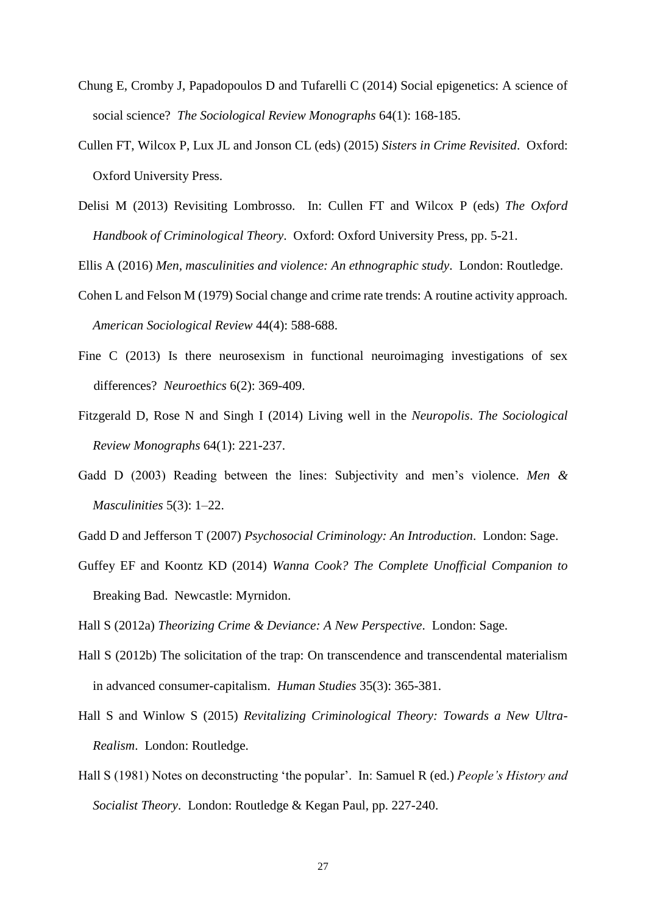Chung E, Cromby J, Papadopoulos D and Tufarelli C (2014) Social epigenetics: A science of social science? *The Sociological Review Monographs* 64(1): 168-185.

Cullen FT, Wilcox P, Lux JL and Jonson CL (eds) (2015) *Sisters in Crime Revisited*. Oxford: Oxford University Press.

Delisi M (2013) Revisiting Lombrosso. In: Cullen FT and Wilcox P (eds) *The Oxford Handbook of Criminological Theory*. Oxford: Oxford University Press, pp. 5-21.

Ellis A (2016) *Men, masculinities and violence: An ethnographic study*. London: Routledge.

Cohen L and Felson M (1979) Social change and crime rate trends: A routine activity approach. *American Sociological Review* 44(4): 588-688.

Fine C (2013) Is there neurosexism in functional neuroimaging investigations of sex differences? *Neuroethics* 6(2): 369-409.

Fitzgerald D, Rose N and Singh I (2014) Living well in the *Neuropolis*. *The Sociological Review Monographs* 64(1): 221-237.

Gadd D (2003) Reading between the lines: Subjectivity and men's violence. *Men & Masculinities* 5(3): 1–22.

Gadd D and Jefferson T (2007) *Psychosocial Criminology: An Introduction*. London: Sage.

Guffey EF and Koontz KD (2014) *Wanna Cook? The Complete Unofficial Companion to* Breaking Bad. Newcastle: Myrnidon.

Hall S (2012a) *Theorizing Crime & Deviance: A New Perspective*. London: Sage.

Hall S (2012b) The solicitation of the trap: On transcendence and transcendental materialism in advanced consumer-capitalism. *Human Studies* 35(3): 365-381.

Hall S and Winlow S (2015) *Revitalizing Criminological Theory: Towards a New Ultra-Realism*. London: Routledge.

Hall S (1981) Notes on deconstructing 'the popular'. In: Samuel R (ed.) *People's History and Socialist Theory*. London: Routledge & Kegan Paul, pp. 227-240.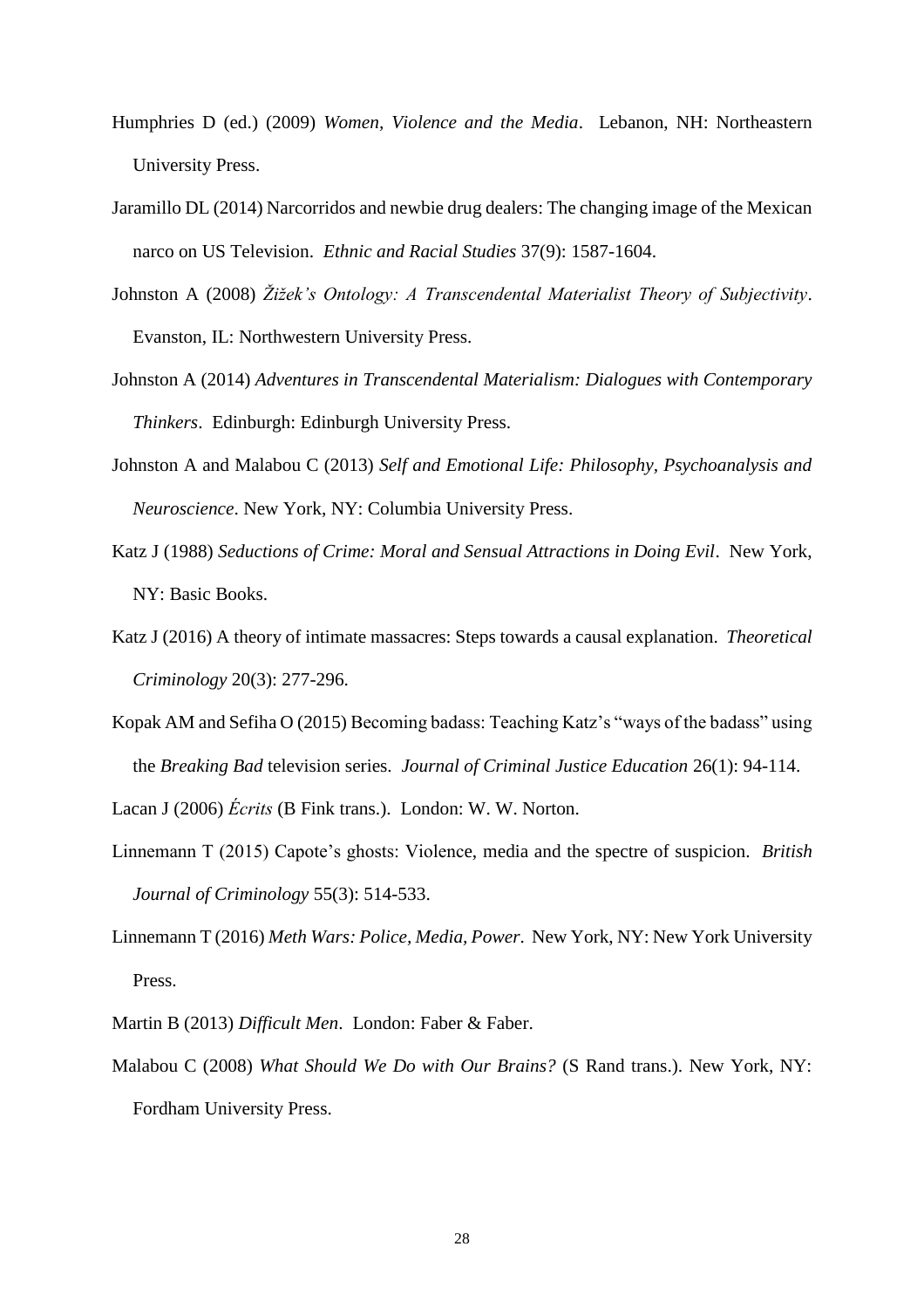Humphries D (ed.) (2009) *Women, Violence and the Media*. Lebanon, NH: Northeastern University Press.

Jaramillo DL (2014) Narcorridos and newbie drug dealers: The changing image of the Mexican narco on US Television. *Ethnic and Racial Studies* 37(9): 1587-1604.

Johnston A (2008) *Žižek's Ontology: A Transcendental Materialist Theory of Subjectivity*. Evanston, IL: Northwestern University Press.

Johnston A (2014) *Adventures in Transcendental Materialism: Dialogues with Contemporary Thinkers*. Edinburgh: Edinburgh University Press.

Johnston A and Malabou C (2013) *Self and Emotional Life: Philosophy, Psychoanalysis and Neuroscience*. New York, NY: Columbia University Press.

Katz J (1988) *Seductions of Crime: Moral and Sensual Attractions in Doing Evil*. New York, NY: Basic Books.

Katz J (2016) A theory of intimate massacres: Steps towards a causal explanation. *Theoretical Criminology* 20(3): 277-296.

Kopak AM and Sefiha O (2015) Becoming badass: Teaching Katz's "ways of the badass" using the *Breaking Bad* television series. *Journal of Criminal Justice Education* 26(1): 94-114.

Lacan J (2006) *Écrits* (B Fink trans.). London: W. W. Norton.

Linnemann T (2015) Capote's ghosts: Violence, media and the spectre of suspicion. *British Journal of Criminology* 55(3): 514-533.

Linnemann T (2016) *Meth Wars: Police, Media, Power.* New York, NY: New York University Press.

Martin B (2013) *Difficult Men*. London: Faber & Faber.

Malabou C (2008) *What Should We Do with Our Brains?* (S Rand trans.). New York, NY: Fordham University Press.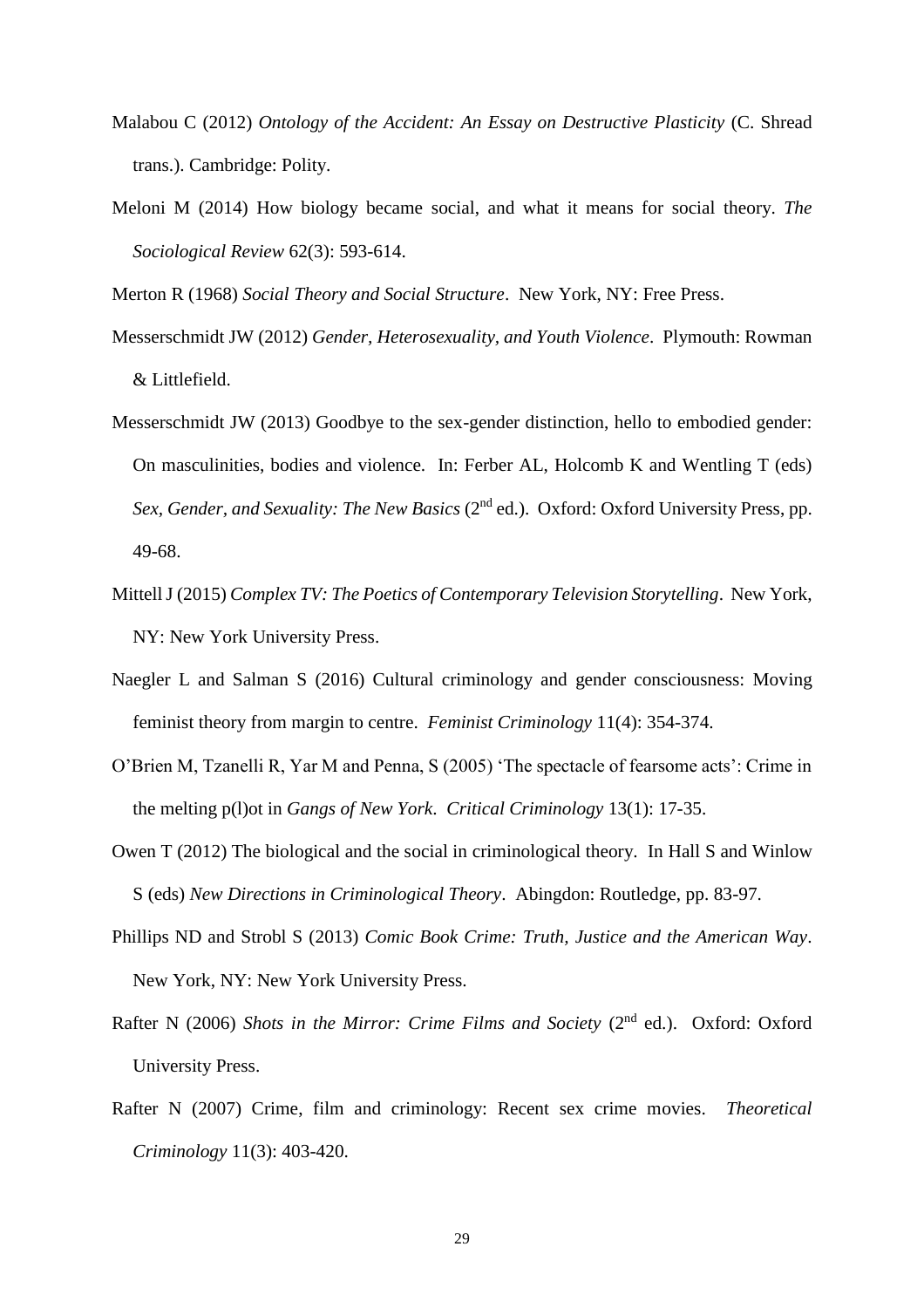Malabou C (2012) *Ontology of the Accident: An Essay on Destructive Plasticity* (C. Shread trans.). Cambridge: Polity.

Meloni M (2014) How biology became social, and what it means for social theory. *The Sociological Review* 62(3): 593-614.

Merton R (1968) *Social Theory and Social Structure*. New York, NY: Free Press.

Messerschmidt JW (2012) *Gender, Heterosexuality, and Youth Violence*. Plymouth: Rowman & Littlefield.

Messerschmidt JW (2013) Goodbye to the sex-gender distinction, hello to embodied gender: On masculinities, bodies and violence. In: Ferber AL, Holcomb K and Wentling T (eds) *Sex, Gender, and Sexuality: The New Basics* (2nd ed.). Oxford: Oxford University Press, pp. 49-68.

Mittell J (2015) *Complex TV: The Poetics of Contemporary Television Storytelling*. New York, NY: New York University Press.

Naegler L and Salman S (2016) Cultural criminology and gender consciousness: Moving feminist theory from margin to centre. *Feminist Criminology* 11(4): 354-374.

O'Brien M, Tzanelli R, Yar M and Penna, S (2005) 'The spectacle of fearsome acts': Crime in the melting p(l)ot in *Gangs of New York*. *Critical Criminology* 13(1): 17-35.

Owen T (2012) The biological and the social in criminological theory. In Hall S and Winlow S (eds) *New Directions in Criminological Theory*. Abingdon: Routledge, pp. 83-97.

Phillips ND and Strobl S (2013) *Comic Book Crime: Truth, Justice and the American Way*. New York, NY: New York University Press.

Rafter N (2006) *Shots in the Mirror: Crime Films and Society* (2nd ed.). Oxford: Oxford University Press.

Rafter N (2007) Crime, film and criminology: Recent sex crime movies. *Theoretical Criminology* 11(3): 403-420.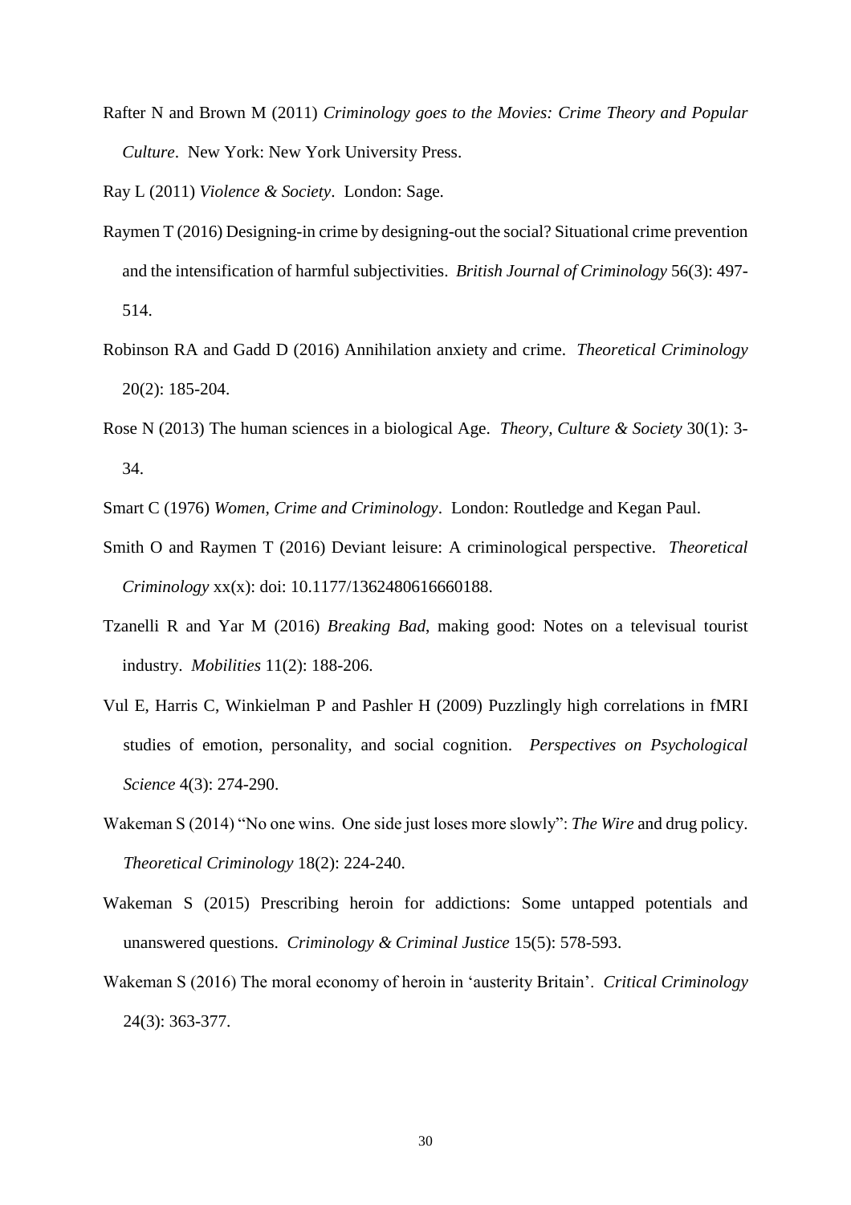Rafter N and Brown M (2011) *Criminology goes to the Movies: Crime Theory and Popular Culture*. New York: New York University Press.

Ray L (2011) *Violence & Society*. London: Sage.

Raymen T (2016) Designing-in crime by designing-out the social? Situational crime prevention and the intensification of harmful subjectivities. *British Journal of Criminology* 56(3): 497-514.

Robinson RA and Gadd D (2016) Annihilation anxiety and crime. *Theoretical Criminology* 20(2): 185-204.

Rose N (2013) The human sciences in a biological Age. *Theory, Culture & Society* 30(1): 3-34.

Smart C (1976) *Women, Crime and Criminology*. London: Routledge and Kegan Paul.

Smith O and Raymen T (2016) Deviant leisure: A criminological perspective. *Theoretical Criminology* xx(x): doi: 10.1177/1362480616660188.

Tzanelli R and Yar M (2016) *Breaking Bad*, making good: Notes on a televisual tourist industry. *Mobilities* 11(2): 188-206.

Vul E, Harris C, Winkielman P and Pashler H (2009) Puzzlingly high correlations in fMRI studies of emotion, personality, and social cognition. *Perspectives on Psychological Science* 4(3): 274-290.

Wakeman S (2014) "No one wins. One side just loses more slowly": *The Wire* and drug policy. *Theoretical Criminology* 18(2): 224-240.

Wakeman S (2015) Prescribing heroin for addictions: Some untapped potentials and unanswered questions. *Criminology & Criminal Justice* 15(5): 578-593.

Wakeman S (2016) The moral economy of heroin in 'austerity Britain'. *Critical Criminology* 24(3): 363-377.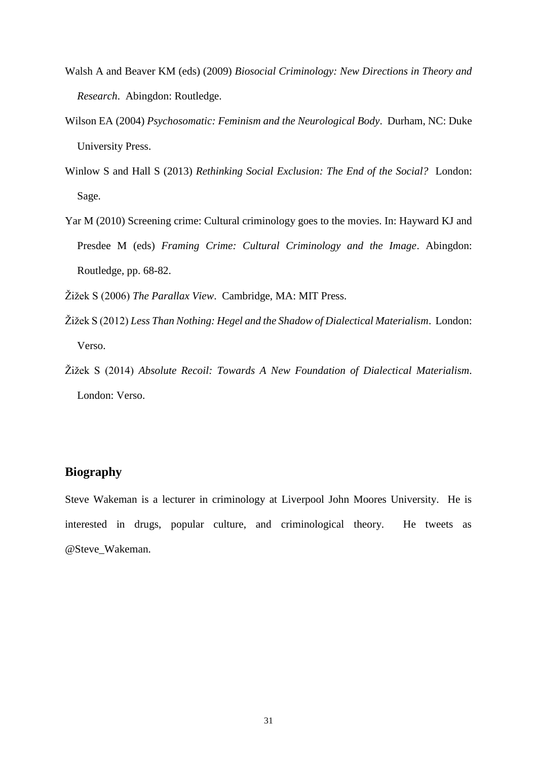Walsh A and Beaver KM (eds) (2009) *Biosocial Criminology: New Directions in Theory and Research*. Abingdon: Routledge.

Wilson EA (2004) *Psychosomatic: Feminism and the Neurological Body*. Durham, NC: Duke University Press.

Winlow S and Hall S (2013) *Rethinking Social Exclusion: The End of the Social?* London: Sage.

Yar M (2010) Screening crime: Cultural criminology goes to the movies. In: Hayward KJ and Presdee M (eds) *Framing Crime: Cultural Criminology and the Image*. Abingdon: Routledge, pp. 68-82.

Žižek S (2006) *The Parallax View*. Cambridge, MA: MIT Press.

Žižek S (2012) *Less Than Nothing: Hegel and the Shadow of Dialectical Materialism*. London: Verso.

Žižek S (2014) *Absolute Recoil: Towards A New Foundation of Dialectical Materialism*. London: Verso.

## Biography

Steve Wakeman is a lecturer in criminology at Liverpool John Moores University. He is interested in drugs, popular culture, and criminological theory. He tweets as @Steve_Wakeman.